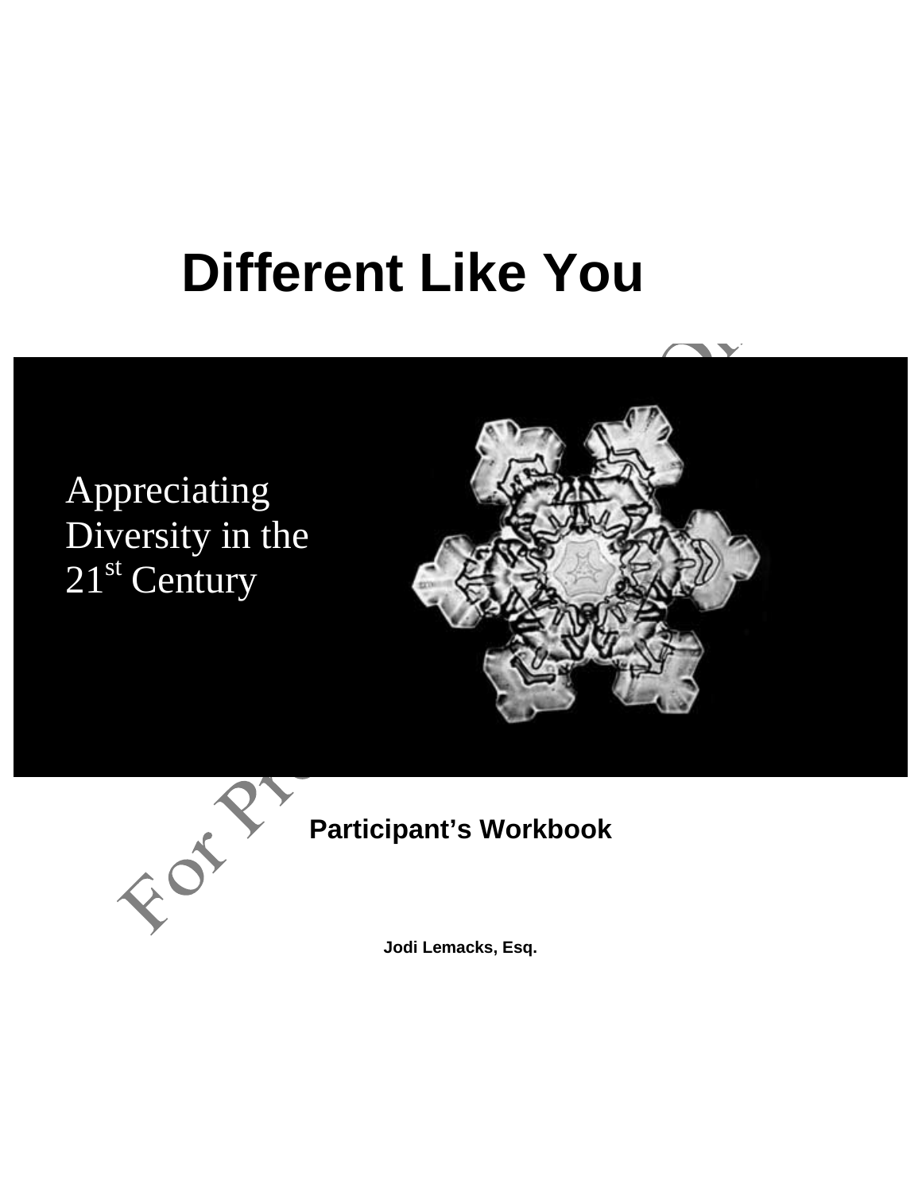# Different Like You

Appreciating Diversity in the 21st Century

**Participant's Workbook**

**Jodi Lemacks, Esq.**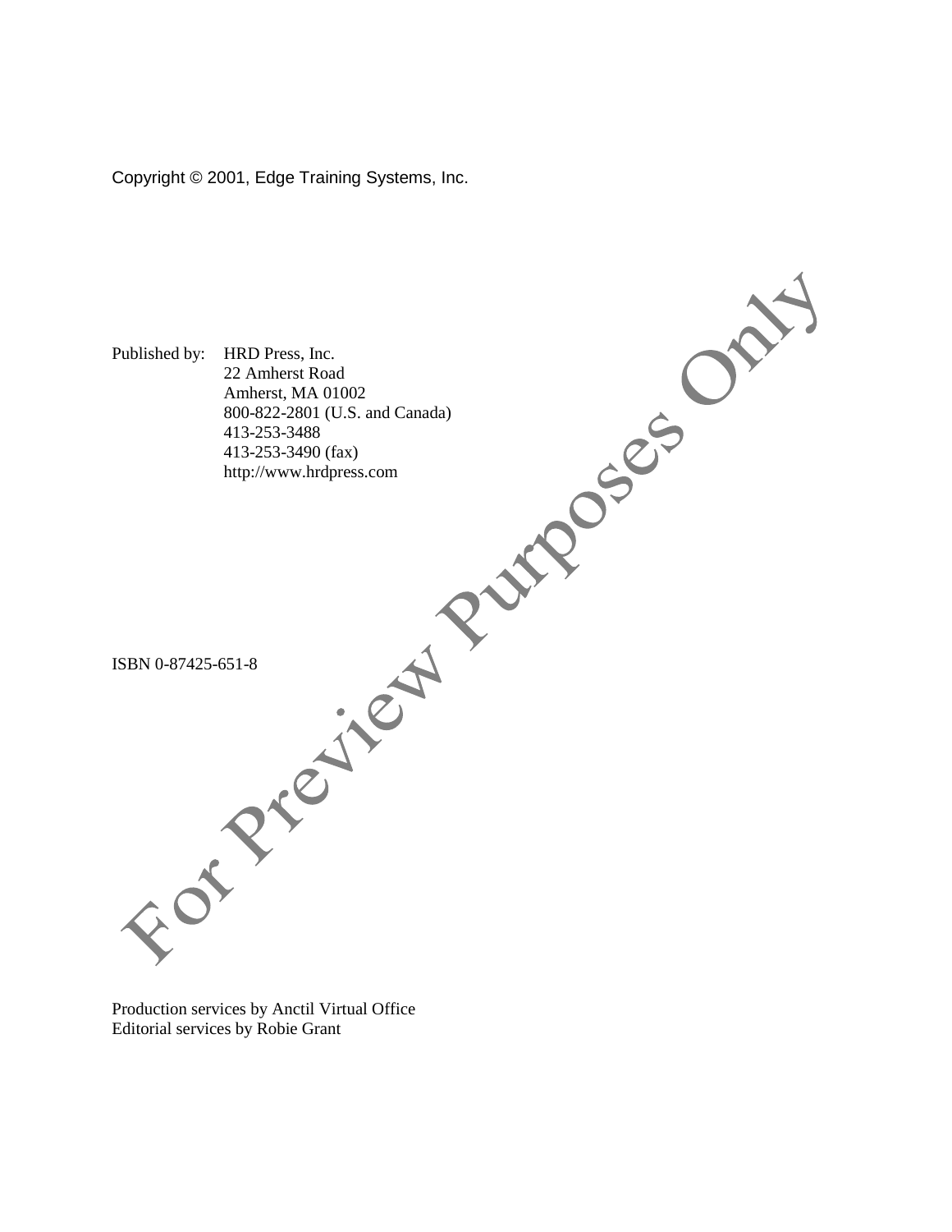Copyright © 2001, Edge Training Systems, Inc.

Published by: HRD Press, Inc.
22 Amherst Road
Amherst, MA 01002
800-822-2801 (U.S. and Canada)
413-253-3488
413-253-3490 (fax)
http://www.hrdpress.com

ISBN 0-87425-651-8

Production services by Anctil Virtual Office
Editorial services by Robie Grant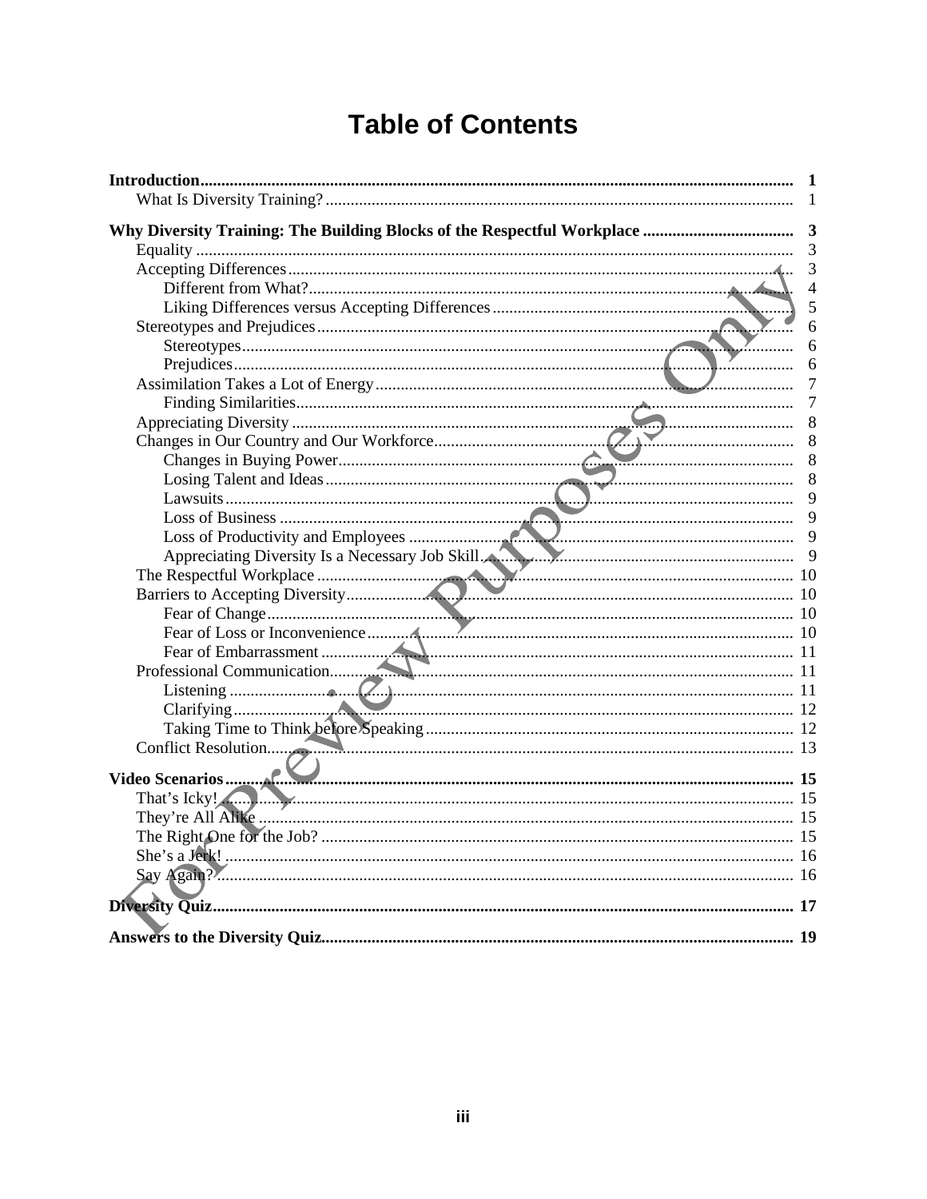# Table of Contents

**Introduction** ..... **1**
- What Is Diversity Training? ..... 1

**Why Diversity Training: The Building Blocks of the Respectful Workplace** ..... **3**
- Equality ..... 3
- Accepting Differences ..... 3
  - Different from What? ..... 4
  - Liking Differences versus Accepting Differences ..... 5
- Stereotypes and Prejudices ..... 6
  - Stereotypes ..... 6
  - Prejudices ..... 6
- Assimilation Takes a Lot of Energy ..... 7
  - Finding Similarities ..... 7
- Appreciating Diversity ..... 8
- Changes in Our Country and Our Workforce ..... 8
  - Changes in Buying Power ..... 8
  - Losing Talent and Ideas ..... 8
  - Lawsuits ..... 9
  - Loss of Business ..... 9
  - Loss of Productivity and Employees ..... 9
  - Appreciating Diversity Is a Necessary Job Skill ..... 9
- The Respectful Workplace ..... 10
- Barriers to Accepting Diversity ..... 10
  - Fear of Change ..... 10
  - Fear of Loss or Inconvenience ..... 10
  - Fear of Embarrassment ..... 11
- Professional Communication ..... 11
  - Listening ..... 11
  - Clarifying ..... 12
  - Taking Time to Think before Speaking ..... 12
- Conflict Resolution ..... 13

**Video Scenarios** ..... **15**
- That's Icky! ..... 15
- They're All Alike ..... 15
- The Right One for the Job? ..... 15
- She's a Jerk! ..... 16
- Say Again? ..... 16

**Diversity Quiz** ..... **17**

**Answers to the Diversity Quiz** ..... **19**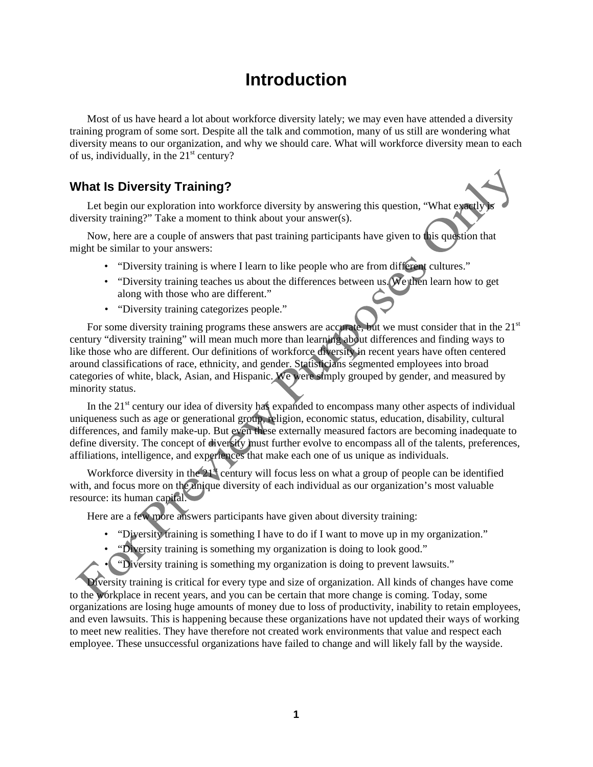# Introduction

Most of us have heard a lot about workforce diversity lately; we may even have attended a diversity training program of some sort. Despite all the talk and commotion, many of us still are wondering what diversity means to our organization, and why we should care. What will workforce diversity mean to each of us, individually, in the 21st century?

## What Is Diversity Training?

Let begin our exploration into workforce diversity by answering this question, "What exactly is diversity training?" Take a moment to think about your answer(s).

Now, here are a couple of answers that past training participants have given to this question that might be similar to your answers:

- "Diversity training is where I learn to like people who are from different cultures."
- "Diversity training teaches us about the differences between us. We then learn how to get along with those who are different."
- "Diversity training categorizes people."

For some diversity training programs these answers are accurate, but we must consider that in the 21st century "diversity training" will mean much more than learning about differences and finding ways to like those who are different. Our definitions of workforce diversity in recent years have often centered around classifications of race, ethnicity, and gender. Statisticians segmented employees into broad categories of white, black, Asian, and Hispanic. We were simply grouped by gender, and measured by minority status.

In the 21st century our idea of diversity has expanded to encompass many other aspects of individual uniqueness such as age or generational group, religion, economic status, education, disability, cultural differences, and family make-up. But even these externally measured factors are becoming inadequate to define diversity. The concept of diversity must further evolve to encompass all of the talents, preferences, affiliations, intelligence, and experiences that make each one of us unique as individuals.

Workforce diversity in the 21st century will focus less on what a group of people can be identified with, and focus more on the unique diversity of each individual as our organization's most valuable resource: its human capital.

Here are a few more answers participants have given about diversity training:

- "Diversity training is something I have to do if I want to move up in my organization."
- "Diversity training is something my organization is doing to look good."
- "Diversity training is something my organization is doing to prevent lawsuits."

Diversity training is critical for every type and size of organization. All kinds of changes have come to the workplace in recent years, and you can be certain that more change is coming. Today, some organizations are losing huge amounts of money due to loss of productivity, inability to retain employees, and even lawsuits. This is happening because these organizations have not updated their ways of working to meet new realities. They have therefore not created work environments that value and respect each employee. These unsuccessful organizations have failed to change and will likely fall by the wayside.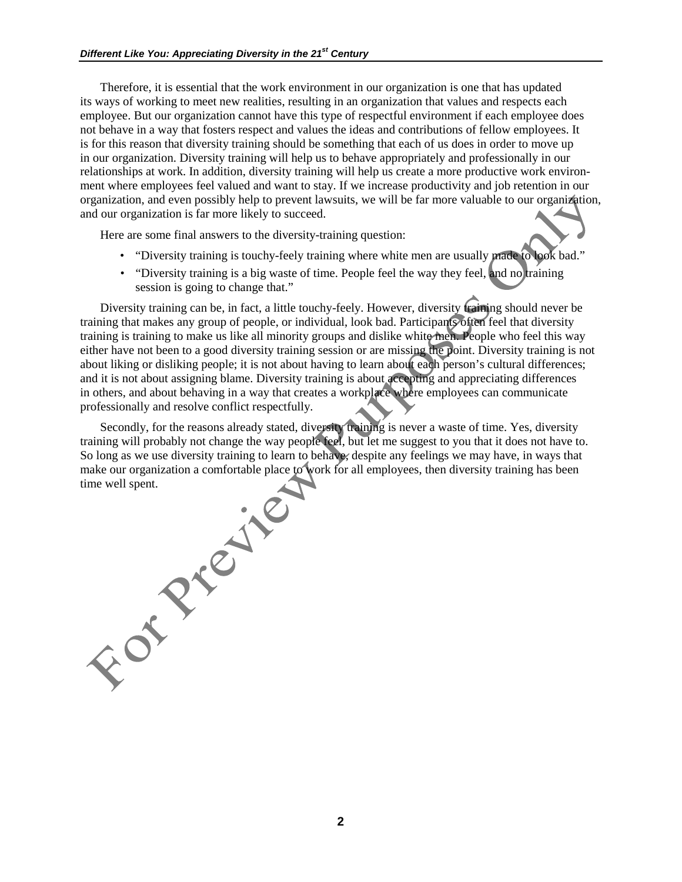Therefore, it is essential that the work environment in our organization is one that has updated its ways of working to meet new realities, resulting in an organization that values and respects each employee. But our organization cannot have this type of respectful environment if each employee does not behave in a way that fosters respect and values the ideas and contributions of fellow employees. It is for this reason that diversity training should be something that each of us does in order to move up in our organization. Diversity training will help us to behave appropriately and professionally in our relationships at work. In addition, diversity training will help us create a more productive work environment where employees feel valued and want to stay. If we increase productivity and job retention in our organization, and even possibly help to prevent lawsuits, we will be far more valuable to our organization, and our organization is far more likely to succeed.

Here are some final answers to the diversity-training question:

- "Diversity training is touchy-feely training where white men are usually made to look bad."
- "Diversity training is a big waste of time. People feel the way they feel, and no training session is going to change that."

Diversity training can be, in fact, a little touchy-feely. However, diversity training should never be training that makes any group of people, or individual, look bad. Participants often feel that diversity training is training to make us like all minority groups and dislike white men. People who feel this way either have not been to a good diversity training session or are missing the point. Diversity training is not about liking or disliking people; it is not about having to learn about each person's cultural differences; and it is not about assigning blame. Diversity training is about accepting and appreciating differences in others, and about behaving in a way that creates a workplace where employees can communicate professionally and resolve conflict respectfully.

Secondly, for the reasons already stated, diversity training is never a waste of time. Yes, diversity training will probably not change the way people feel, but let me suggest to you that it does not have to. So long as we use diversity training to learn to behave, despite any feelings we may have, in ways that make our organization a comfortable place to work for all employees, then diversity training has been time well spent.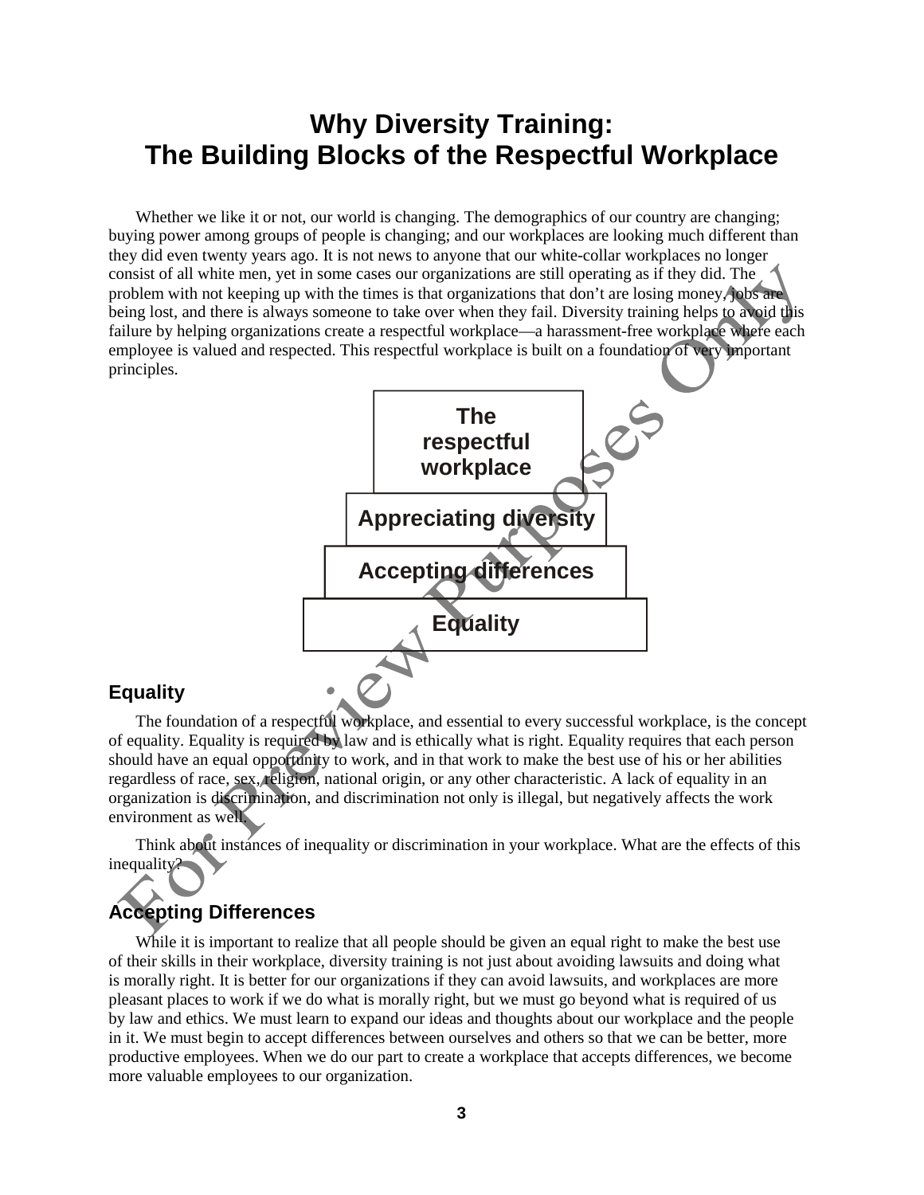# Why Diversity Training: The Building Blocks of the Respectful Workplace

Whether we like it or not, our world is changing. The demographics of our country are changing; buying power among groups of people is changing; and our workplaces are looking much different than they did even twenty years ago. It is not news to anyone that our white-collar workplaces no longer consist of all white men, yet in some cases our organizations are still operating as if they did. The problem with not keeping up with the times is that organizations that don't are losing money, jobs are being lost, and there is always someone to take over when they fail. Diversity training helps to avoid this failure by helping organizations create a respectful workplace—a harassment-free workplace where each employee is valued and respected. This respectful workplace is built on a foundation of very important principles.

**The respectful workplace**

**Appreciating diversity**

**Accepting differences**

**Equality**

## Equality

The foundation of a respectful workplace, and essential to every successful workplace, is the concept of equality. Equality is required by law and is ethically what is right. Equality requires that each person should have an equal opportunity to work, and in that work to make the best use of his or her abilities regardless of race, sex, religion, national origin, or any other characteristic. A lack of equality in an organization is discrimination, and discrimination not only is illegal, but negatively affects the work environment as well.

Think about instances of inequality or discrimination in your workplace. What are the effects of this inequality?

## Accepting Differences

While it is important to realize that all people should be given an equal right to make the best use of their skills in their workplace, diversity training is not just about avoiding lawsuits and doing what is morally right. It is better for our organizations if they can avoid lawsuits, and workplaces are more pleasant places to work if we do what is morally right, but we must go beyond what is required of us by law and ethics. We must learn to expand our ideas and thoughts about our workplace and the people in it. We must begin to accept differences between ourselves and others so that we can be better, more productive employees. When we do our part to create a workplace that accepts differences, we become more valuable employees to our organization.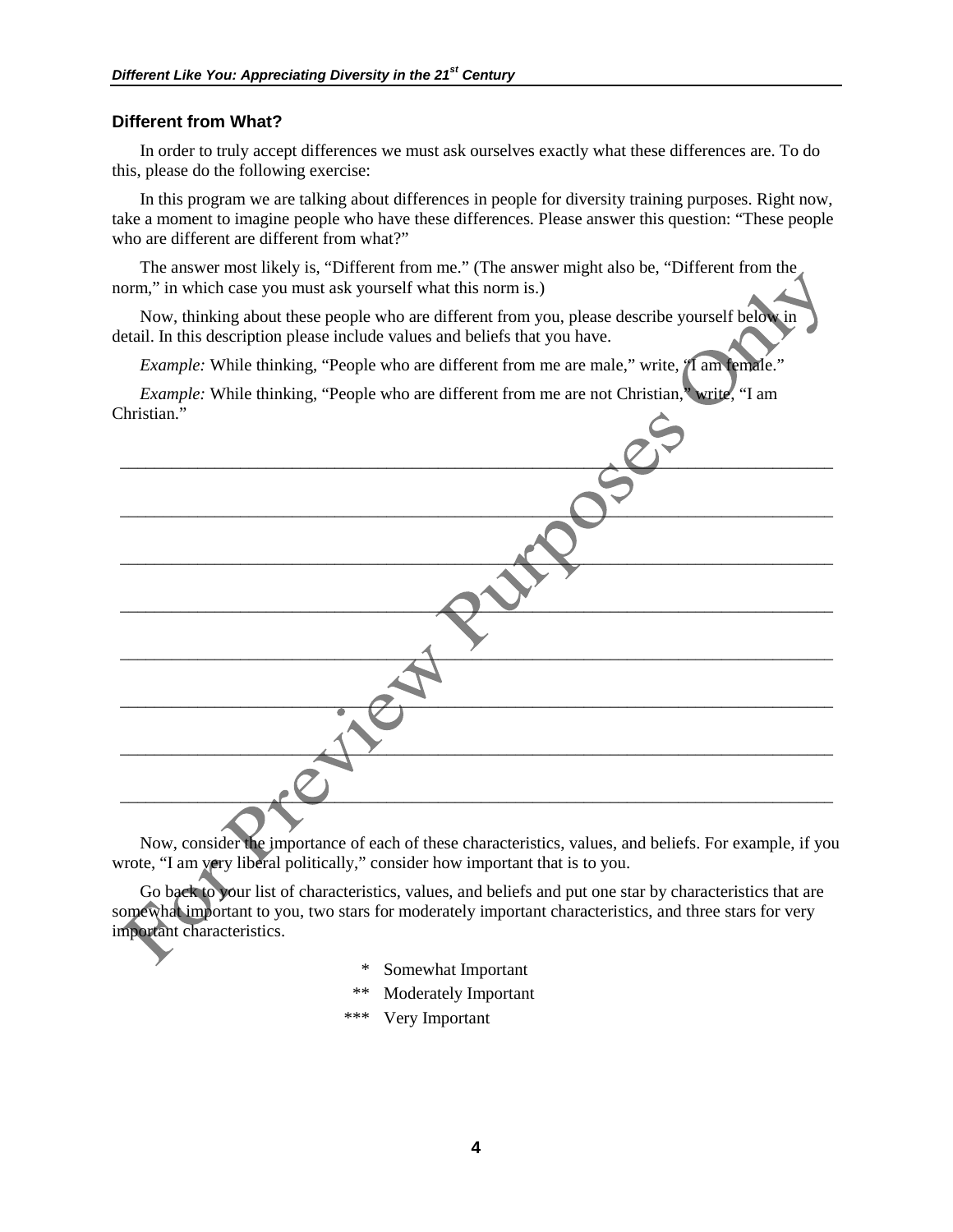## Different from What?

In order to truly accept differences we must ask ourselves exactly what these differences are. To do this, please do the following exercise:

In this program we are talking about differences in people for diversity training purposes. Right now, take a moment to imagine people who have these differences. Please answer this question: "These people who are different are different from what?"

The answer most likely is, "Different from me." (The answer might also be, "Different from the norm," in which case you must ask yourself what this norm is.)

Now, thinking about these people who are different from you, please describe yourself below in detail. In this description please include values and beliefs that you have.

*Example:* While thinking, "People who are different from me are male," write, "I am female."

*Example:* While thinking, "People who are different from me are not Christian," write, "I am Christian."

\_\_\_\_\_\_\_\_\_\_\_\_\_\_\_\_\_\_\_\_\_\_\_\_\_\_\_\_\_\_\_\_\_\_\_\_\_\_\_\_\_\_\_\_\_\_\_\_\_\_\_\_\_\_\_\_\_\_\_\_\_\_\_\_\_\_\_\_\_\_\_\_\_\_\_\_\_\_

\_\_\_\_\_\_\_\_\_\_\_\_\_\_\_\_\_\_\_\_\_\_\_\_\_\_\_\_\_\_\_\_\_\_\_\_\_\_\_\_\_\_\_\_\_\_\_\_\_\_\_\_\_\_\_\_\_\_\_\_\_\_\_\_\_\_\_\_\_\_\_\_\_\_\_\_\_\_

\_\_\_\_\_\_\_\_\_\_\_\_\_\_\_\_\_\_\_\_\_\_\_\_\_\_\_\_\_\_\_\_\_\_\_\_\_\_\_\_\_\_\_\_\_\_\_\_\_\_\_\_\_\_\_\_\_\_\_\_\_\_\_\_\_\_\_\_\_\_\_\_\_\_\_\_\_\_

\_\_\_\_\_\_\_\_\_\_\_\_\_\_\_\_\_\_\_\_\_\_\_\_\_\_\_\_\_\_\_\_\_\_\_\_\_\_\_\_\_\_\_\_\_\_\_\_\_\_\_\_\_\_\_\_\_\_\_\_\_\_\_\_\_\_\_\_\_\_\_\_\_\_\_\_\_\_

\_\_\_\_\_\_\_\_\_\_\_\_\_\_\_\_\_\_\_\_\_\_\_\_\_\_\_\_\_\_\_\_\_\_\_\_\_\_\_\_\_\_\_\_\_\_\_\_\_\_\_\_\_\_\_\_\_\_\_\_\_\_\_\_\_\_\_\_\_\_\_\_\_\_\_\_\_\_

\_\_\_\_\_\_\_\_\_\_\_\_\_\_\_\_\_\_\_\_\_\_\_\_\_\_\_\_\_\_\_\_\_\_\_\_\_\_\_\_\_\_\_\_\_\_\_\_\_\_\_\_\_\_\_\_\_\_\_\_\_\_\_\_\_\_\_\_\_\_\_\_\_\_\_\_\_\_

\_\_\_\_\_\_\_\_\_\_\_\_\_\_\_\_\_\_\_\_\_\_\_\_\_\_\_\_\_\_\_\_\_\_\_\_\_\_\_\_\_\_\_\_\_\_\_\_\_\_\_\_\_\_\_\_\_\_\_\_\_\_\_\_\_\_\_\_\_\_\_\_\_\_\_\_\_\_

\_\_\_\_\_\_\_\_\_\_\_\_\_\_\_\_\_\_\_\_\_\_\_\_\_\_\_\_\_\_\_\_\_\_\_\_\_\_\_\_\_\_\_\_\_\_\_\_\_\_\_\_\_\_\_\_\_\_\_\_\_\_\_\_\_\_\_\_\_\_\_\_\_\_\_\_\_\_

Now, consider the importance of each of these characteristics, values, and beliefs. For example, if you wrote, "I am very liberal politically," consider how important that is to you.

Go back to your list of characteristics, values, and beliefs and put one star by characteristics that are somewhat important to you, two stars for moderately important characteristics, and three stars for very important characteristics.

\* Somewhat Important

\*\* Moderately Important

\*\*\* Very Important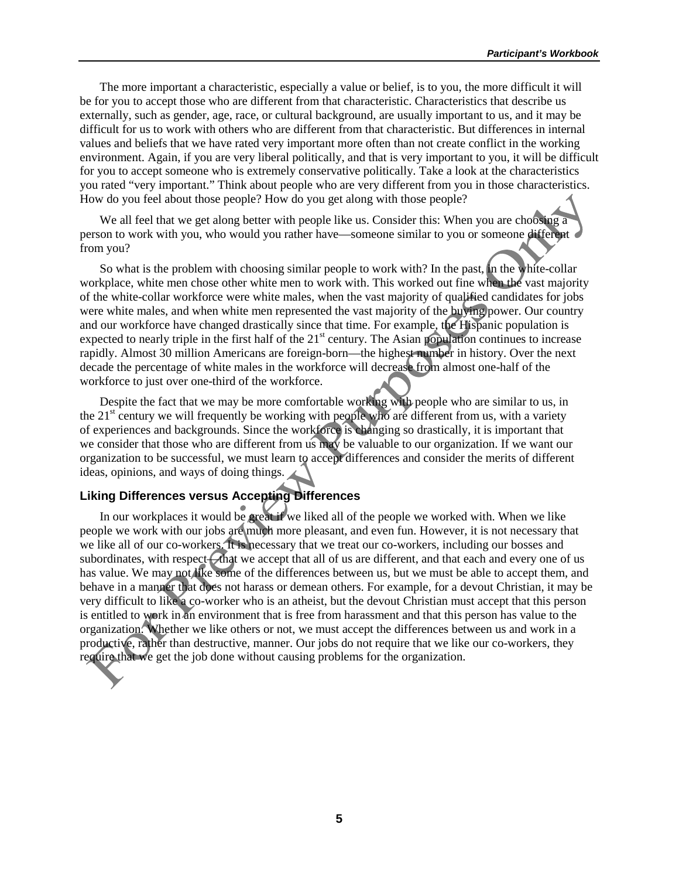The more important a characteristic, especially a value or belief, is to you, the more difficult it will be for you to accept those who are different from that characteristic. Characteristics that describe us externally, such as gender, age, race, or cultural background, are usually important to us, and it may be difficult for us to work with others who are different from that characteristic. But differences in internal values and beliefs that we have rated very important more often than not create conflict in the working environment. Again, if you are very liberal politically, and that is very important to you, it will be difficult for you to accept someone who is extremely conservative politically. Take a look at the characteristics you rated "very important." Think about people who are very different from you in those characteristics. How do you feel about those people? How do you get along with those people?

We all feel that we get along better with people like us. Consider this: When you are choosing a person to work with you, who would you rather have—someone similar to you or someone different from you?

So what is the problem with choosing similar people to work with? In the past, in the white-collar workplace, white men chose other white men to work with. This worked out fine when the vast majority of the white-collar workforce were white males, when the vast majority of qualified candidates for jobs were white males, and when white men represented the vast majority of the buying power. Our country and our workforce have changed drastically since that time. For example, the Hispanic population is expected to nearly triple in the first half of the 21st century. The Asian population continues to increase rapidly. Almost 30 million Americans are foreign-born—the highest number in history. Over the next decade the percentage of white males in the workforce will decrease from almost one-half of the workforce to just over one-third of the workforce.

Despite the fact that we may be more comfortable working with people who are similar to us, in the 21st century we will frequently be working with people who are different from us, with a variety of experiences and backgrounds. Since the workforce is changing so drastically, it is important that we consider that those who are different from us may be valuable to our organization. If we want our organization to be successful, we must learn to accept differences and consider the merits of different ideas, opinions, and ways of doing things.

### Liking Differences versus Accepting Differences

In our workplaces it would be great if we liked all of the people we worked with. When we like people we work with our jobs are much more pleasant, and even fun. However, it is not necessary that we like all of our co-workers. It is necessary that we treat our co-workers, including our bosses and subordinates, with respect—that we accept that all of us are different, and that each and every one of us has value. We may not like some of the differences between us, but we must be able to accept them, and behave in a manner that does not harass or demean others. For example, for a devout Christian, it may be very difficult to like a co-worker who is an atheist, but the devout Christian must accept that this person is entitled to work in an environment that is free from harassment and that this person has value to the organization. Whether we like others or not, we must accept the differences between us and work in a productive, rather than destructive, manner. Our jobs do not require that we like our co-workers, they require that we get the job done without causing problems for the organization.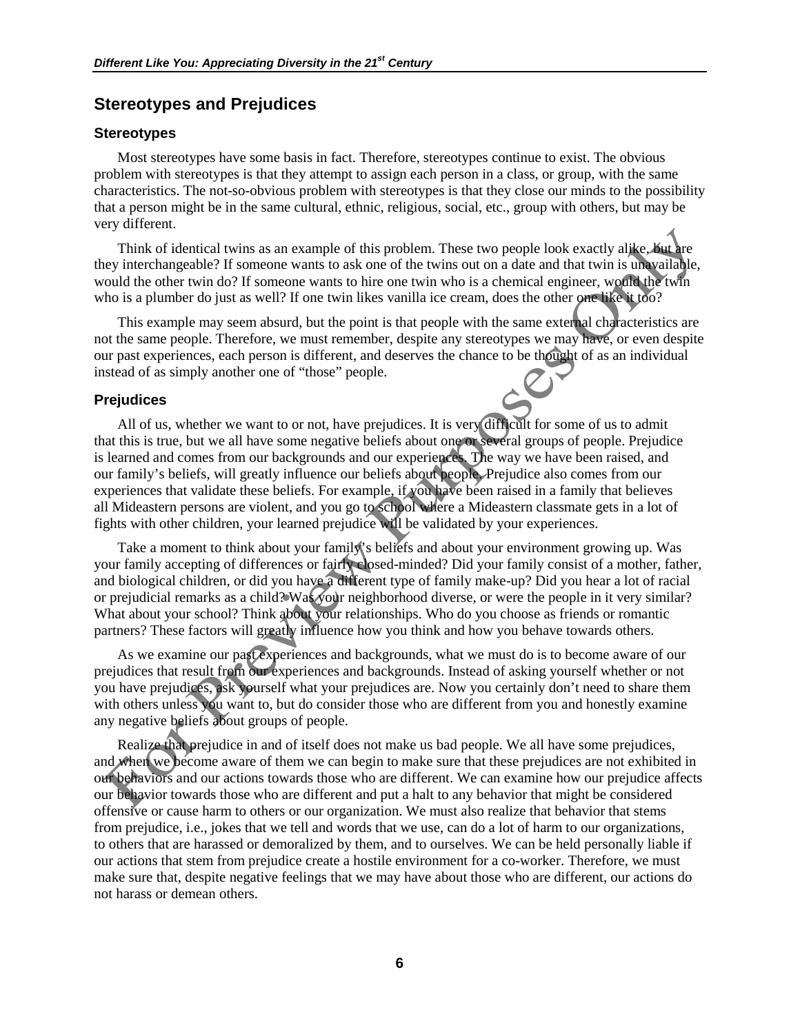## Stereotypes and Prejudices

### Stereotypes

Most stereotypes have some basis in fact. Therefore, stereotypes continue to exist. The obvious problem with stereotypes is that they attempt to assign each person in a class, or group, with the same characteristics. The not-so-obvious problem with stereotypes is that they close our minds to the possibility that a person might be in the same cultural, ethnic, religious, social, etc., group with others, but may be very different.

Think of identical twins as an example of this problem. These two people look exactly alike, but are they interchangeable? If someone wants to ask one of the twins out on a date and that twin is unavailable, would the other twin do? If someone wants to hire one twin who is a chemical engineer, would the twin who is a plumber do just as well? If one twin likes vanilla ice cream, does the other one like it too?

This example may seem absurd, but the point is that people with the same external characteristics are not the same people. Therefore, we must remember, despite any stereotypes we may have, or even despite our past experiences, each person is different, and deserves the chance to be thought of as an individual instead of as simply another one of "those" people.

### Prejudices

All of us, whether we want to or not, have prejudices. It is very difficult for some of us to admit that this is true, but we all have some negative beliefs about one or several groups of people. Prejudice is learned and comes from our backgrounds and our experiences. The way we have been raised, and our family's beliefs, will greatly influence our beliefs about people. Prejudice also comes from our experiences that validate these beliefs. For example, if you have been raised in a family that believes all Mideastern persons are violent, and you go to school where a Mideastern classmate gets in a lot of fights with other children, your learned prejudice will be validated by your experiences.

Take a moment to think about your family's beliefs and about your environment growing up. Was your family accepting of differences or fairly closed-minded? Did your family consist of a mother, father, and biological children, or did you have a different type of family make-up? Did you hear a lot of racial or prejudicial remarks as a child? Was your neighborhood diverse, or were the people in it very similar? What about your school? Think about your relationships. Who do you choose as friends or romantic partners? These factors will greatly influence how you think and how you behave towards others.

As we examine our past experiences and backgrounds, what we must do is to become aware of our prejudices that result from our experiences and backgrounds. Instead of asking yourself whether or not you have prejudices, ask yourself what your prejudices are. Now you certainly don't need to share them with others unless you want to, but do consider those who are different from you and honestly examine any negative beliefs about groups of people.

Realize that prejudice in and of itself does not make us bad people. We all have some prejudices, and when we become aware of them we can begin to make sure that these prejudices are not exhibited in our behaviors and our actions towards those who are different. We can examine how our prejudice affects our behavior towards those who are different and put a halt to any behavior that might be considered offensive or cause harm to others or our organization. We must also realize that behavior that stems from prejudice, i.e., jokes that we tell and words that we use, can do a lot of harm to our organizations, to others that are harassed or demoralized by them, and to ourselves. We can be held personally liable if our actions that stem from prejudice create a hostile environment for a co-worker. Therefore, we must make sure that, despite negative feelings that we may have about those who are different, our actions do not harass or demean others.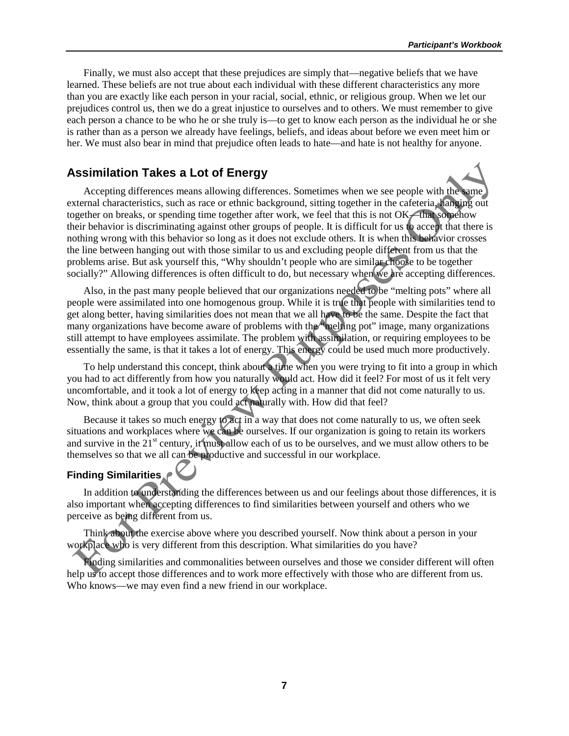Finally, we must also accept that these prejudices are simply that—negative beliefs that we have learned. These beliefs are not true about each individual with these different characteristics any more than you are exactly like each person in your racial, social, ethnic, or religious group. When we let our prejudices control us, then we do a great injustice to ourselves and to others. We must remember to give each person a chance to be who he or she truly is—to get to know each person as the individual he or she is rather than as a person we already have feelings, beliefs, and ideas about before we even meet him or her. We must also bear in mind that prejudice often leads to hate—and hate is not healthy for anyone.

## Assimilation Takes a Lot of Energy

Accepting differences means allowing differences. Sometimes when we see people with the same external characteristics, such as race or ethnic background, sitting together in the cafeteria, hanging out together on breaks, or spending time together after work, we feel that this is not OK—that somehow their behavior is discriminating against other groups of people. It is difficult for us to accept that there is nothing wrong with this behavior so long as it does not exclude others. It is when this behavior crosses the line between hanging out with those similar to us and excluding people different from us that the problems arise. But ask yourself this, "Why shouldn't people who are similar choose to be together socially?" Allowing differences is often difficult to do, but necessary when we are accepting differences.

Also, in the past many people believed that our organizations needed to be "melting pots" where all people were assimilated into one homogenous group. While it is true that people with similarities tend to get along better, having similarities does not mean that we all have to be the same. Despite the fact that many organizations have become aware of problems with the "melting pot" image, many organizations still attempt to have employees assimilate. The problem with assimilation, or requiring employees to be essentially the same, is that it takes a lot of energy. This energy could be used much more productively.

To help understand this concept, think about a time when you were trying to fit into a group in which you had to act differently from how you naturally would act. How did it feel? For most of us it felt very uncomfortable, and it took a lot of energy to keep acting in a manner that did not come naturally to us. Now, think about a group that you could act naturally with. How did that feel?

Because it takes so much energy to act in a way that does not come naturally to us, we often seek situations and workplaces where we can be ourselves. If our organization is going to retain its workers and survive in the 21st century, it must allow each of us to be ourselves, and we must allow others to be themselves so that we all can be productive and successful in our workplace.

### Finding Similarities

In addition to understanding the differences between us and our feelings about those differences, it is also important when accepting differences to find similarities between yourself and others who we perceive as being different from us.

Think about the exercise above where you described yourself. Now think about a person in your workplace who is very different from this description. What similarities do you have?

Finding similarities and commonalities between ourselves and those we consider different will often help us to accept those differences and to work more effectively with those who are different from us. Who knows—we may even find a new friend in our workplace.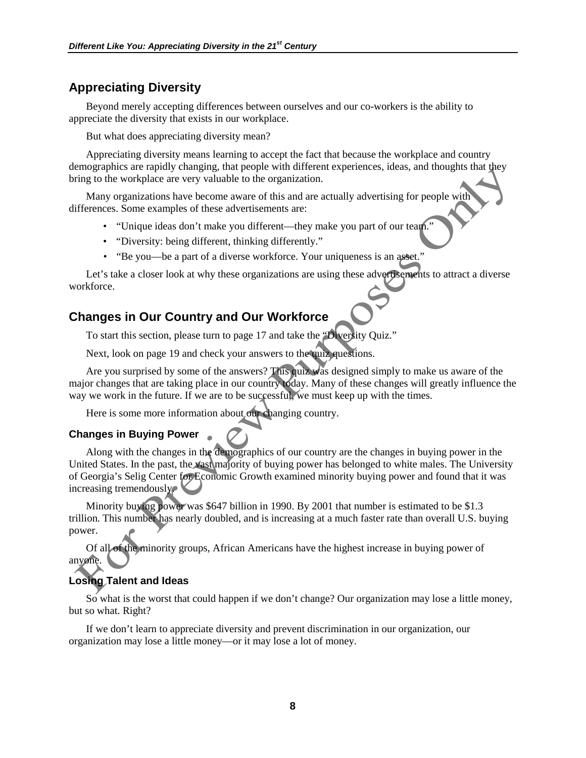## Appreciating Diversity

Beyond merely accepting differences between ourselves and our co-workers is the ability to appreciate the diversity that exists in our workplace.

But what does appreciating diversity mean?

Appreciating diversity means learning to accept the fact that because the workplace and country demographics are rapidly changing, that people with different experiences, ideas, and thoughts that they bring to the workplace are very valuable to the organization.

Many organizations have become aware of this and are actually advertising for people with differences. Some examples of these advertisements are:

- "Unique ideas don't make you different—they make you part of our team."
- "Diversity: being different, thinking differently."
- "Be you—be a part of a diverse workforce. Your uniqueness is an asset."

Let's take a closer look at why these organizations are using these advertisements to attract a diverse workforce.

## Changes in Our Country and Our Workforce

To start this section, please turn to page 17 and take the "Diversity Quiz."

Next, look on page 19 and check your answers to the quiz questions.

Are you surprised by some of the answers? This quiz was designed simply to make us aware of the major changes that are taking place in our country today. Many of these changes will greatly influence the way we work in the future. If we are to be successful, we must keep up with the times.

Here is some more information about our changing country.

### Changes in Buying Power

Along with the changes in the demographics of our country are the changes in buying power in the United States. In the past, the vast majority of buying power has belonged to white males. The University of Georgia's Selig Center for Economic Growth examined minority buying power and found that it was increasing tremendously.

Minority buying power was $647 billion in 1990. By 2001 that number is estimated to be $1.3 trillion. This number has nearly doubled, and is increasing at a much faster rate than overall U.S. buying power.

Of all of the minority groups, African Americans have the highest increase in buying power of anyone.

### Losing Talent and Ideas

So what is the worst that could happen if we don't change? Our organization may lose a little money, but so what. Right?

If we don't learn to appreciate diversity and prevent discrimination in our organization, our organization may lose a little money—or it may lose a lot of money.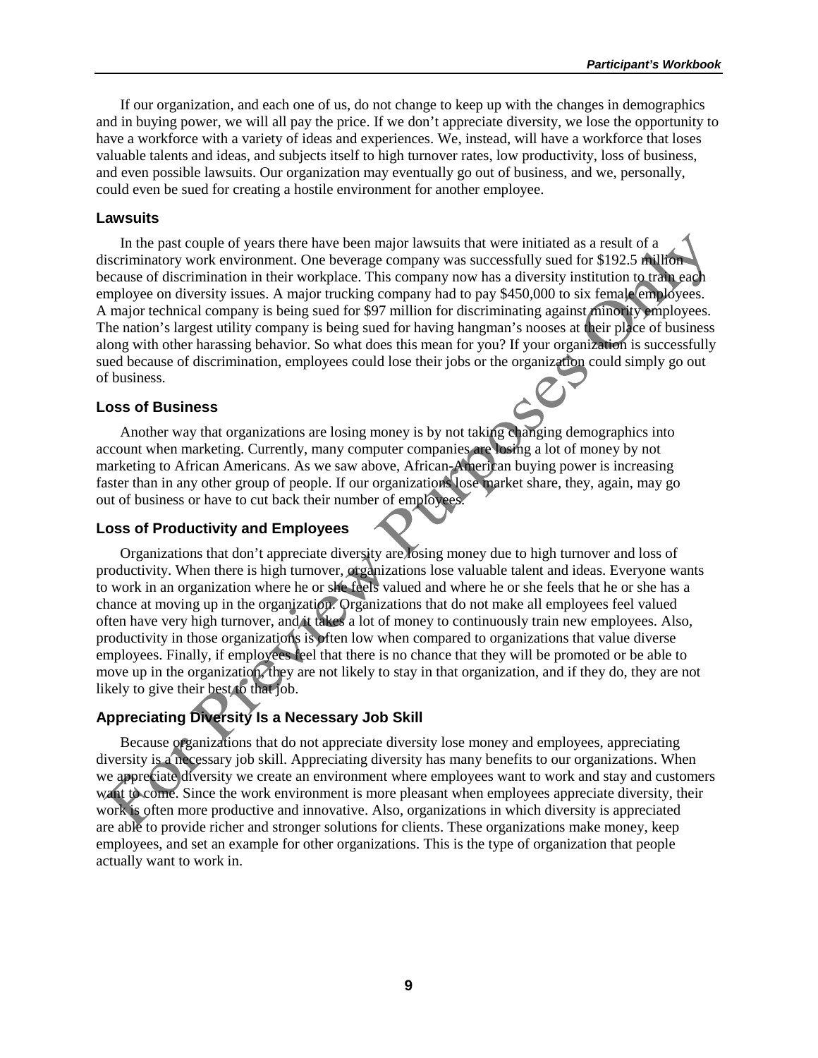If our organization, and each one of us, do not change to keep up with the changes in demographics and in buying power, we will all pay the price. If we don't appreciate diversity, we lose the opportunity to have a workforce with a variety of ideas and experiences. We, instead, will have a workforce that loses valuable talents and ideas, and subjects itself to high turnover rates, low productivity, loss of business, and even possible lawsuits. Our organization may eventually go out of business, and we, personally, could even be sued for creating a hostile environment for another employee.

### Lawsuits

In the past couple of years there have been major lawsuits that were initiated as a result of a discriminatory work environment. One beverage company was successfully sued for $192.5 million because of discrimination in their workplace. This company now has a diversity institution to train each employee on diversity issues. A major trucking company had to pay $450,000 to six female employees. A major technical company is being sued for $97 million for discriminating against minority employees. The nation's largest utility company is being sued for having hangman's nooses at their place of business along with other harassing behavior. So what does this mean for you? If your organization is successfully sued because of discrimination, employees could lose their jobs or the organization could simply go out of business.

### Loss of Business

Another way that organizations are losing money is by not taking changing demographics into account when marketing. Currently, many computer companies are losing a lot of money by not marketing to African Americans. As we saw above, African-American buying power is increasing faster than in any other group of people. If our organizations lose market share, they, again, may go out of business or have to cut back their number of employees.

### Loss of Productivity and Employees

Organizations that don't appreciate diversity are losing money due to high turnover and loss of productivity. When there is high turnover, organizations lose valuable talent and ideas. Everyone wants to work in an organization where he or she feels valued and where he or she feels that he or she has a chance at moving up in the organization. Organizations that do not make all employees feel valued often have very high turnover, and it takes a lot of money to continuously train new employees. Also, productivity in those organizations is often low when compared to organizations that value diverse employees. Finally, if employees feel that there is no chance that they will be promoted or be able to move up in the organization, they are not likely to stay in that organization, and if they do, they are not likely to give their best to that job.

### Appreciating Diversity Is a Necessary Job Skill

Because organizations that do not appreciate diversity lose money and employees, appreciating diversity is a necessary job skill. Appreciating diversity has many benefits to our organizations. When we appreciate diversity we create an environment where employees want to work and stay and customers want to come. Since the work environment is more pleasant when employees appreciate diversity, their work is often more productive and innovative. Also, organizations in which diversity is appreciated are able to provide richer and stronger solutions for clients. These organizations make money, keep employees, and set an example for other organizations. This is the type of organization that people actually want to work in.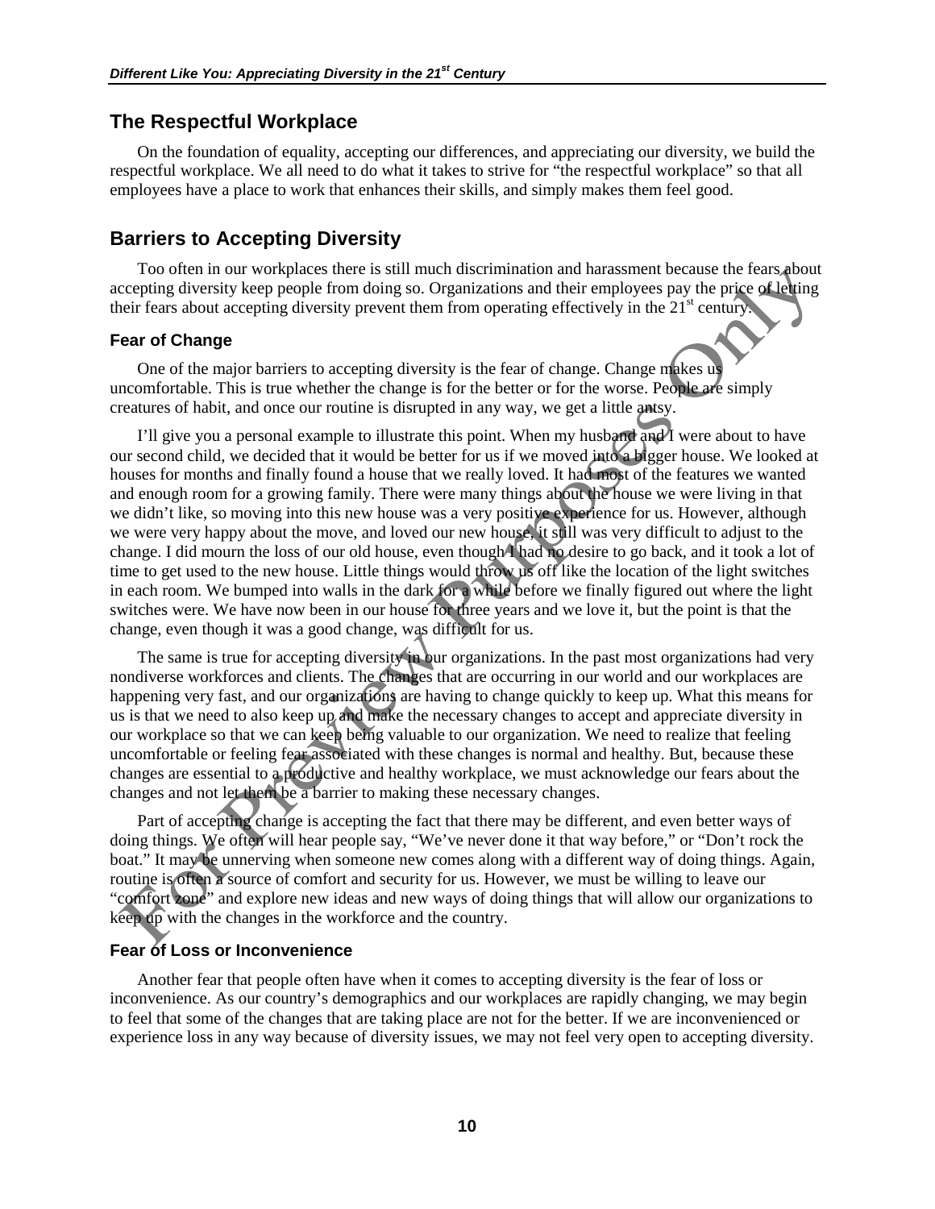## The Respectful Workplace

On the foundation of equality, accepting our differences, and appreciating our diversity, we build the respectful workplace. We all need to do what it takes to strive for "the respectful workplace" so that all employees have a place to work that enhances their skills, and simply makes them feel good.

## Barriers to Accepting Diversity

Too often in our workplaces there is still much discrimination and harassment because the fears about accepting diversity keep people from doing so. Organizations and their employees pay the price of letting their fears about accepting diversity prevent them from operating effectively in the 21st century.

### Fear of Change

One of the major barriers to accepting diversity is the fear of change. Change makes us uncomfortable. This is true whether the change is for the better or for the worse. People are simply creatures of habit, and once our routine is disrupted in any way, we get a little antsy.

I'll give you a personal example to illustrate this point. When my husband and I were about to have our second child, we decided that it would be better for us if we moved into a bigger house. We looked at houses for months and finally found a house that we really loved. It had most of the features we wanted and enough room for a growing family. There were many things about the house we were living in that we didn't like, so moving into this new house was a very positive experience for us. However, although we were very happy about the move, and loved our new house, it still was very difficult to adjust to the change. I did mourn the loss of our old house, even though I had no desire to go back, and it took a lot of time to get used to the new house. Little things would throw us off like the location of the light switches in each room. We bumped into walls in the dark for a while before we finally figured out where the light switches were. We have now been in our house for three years and we love it, but the point is that the change, even though it was a good change, was difficult for us.

The same is true for accepting diversity in our organizations. In the past most organizations had very nondiverse workforces and clients. The changes that are occurring in our world and our workplaces are happening very fast, and our organizations are having to change quickly to keep up. What this means for us is that we need to also keep up and make the necessary changes to accept and appreciate diversity in our workplace so that we can keep being valuable to our organization. We need to realize that feeling uncomfortable or feeling fear associated with these changes is normal and healthy. But, because these changes are essential to a productive and healthy workplace, we must acknowledge our fears about the changes and not let them be a barrier to making these necessary changes.

Part of accepting change is accepting the fact that there may be different, and even better ways of doing things. We often will hear people say, "We've never done it that way before," or "Don't rock the boat." It may be unnerving when someone new comes along with a different way of doing things. Again, routine is often a source of comfort and security for us. However, we must be willing to leave our "comfort zone" and explore new ideas and new ways of doing things that will allow our organizations to keep up with the changes in the workforce and the country.

### Fear of Loss or Inconvenience

Another fear that people often have when it comes to accepting diversity is the fear of loss or inconvenience. As our country's demographics and our workplaces are rapidly changing, we may begin to feel that some of the changes that are taking place are not for the better. If we are inconvenienced or experience loss in any way because of diversity issues, we may not feel very open to accepting diversity.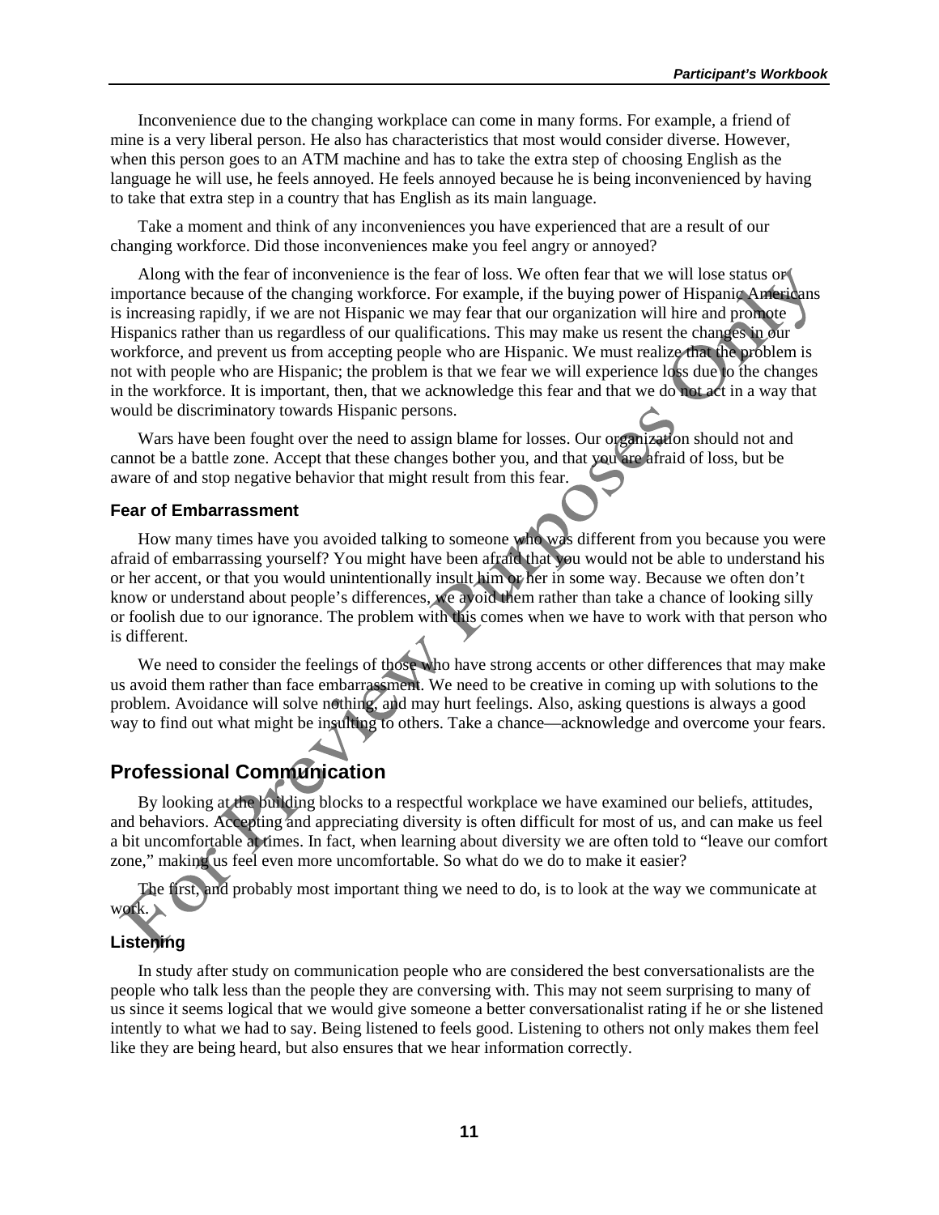Inconvenience due to the changing workplace can come in many forms. For example, a friend of mine is a very liberal person. He also has characteristics that most would consider diverse. However, when this person goes to an ATM machine and has to take the extra step of choosing English as the language he will use, he feels annoyed. He feels annoyed because he is being inconvenienced by having to take that extra step in a country that has English as its main language.

Take a moment and think of any inconveniences you have experienced that are a result of our changing workforce. Did those inconveniences make you feel angry or annoyed?

Along with the fear of inconvenience is the fear of loss. We often fear that we will lose status or importance because of the changing workforce. For example, if the buying power of Hispanic Americans is increasing rapidly, if we are not Hispanic we may fear that our organization will hire and promote Hispanics rather than us regardless of our qualifications. This may make us resent the changes in our workforce, and prevent us from accepting people who are Hispanic. We must realize that the problem is not with people who are Hispanic; the problem is that we fear we will experience loss due to the changes in the workforce. It is important, then, that we acknowledge this fear and that we do not act in a way that would be discriminatory towards Hispanic persons.

Wars have been fought over the need to assign blame for losses. Our organization should not and cannot be a battle zone. Accept that these changes bother you, and that you are afraid of loss, but be aware of and stop negative behavior that might result from this fear.

### Fear of Embarrassment

How many times have you avoided talking to someone who was different from you because you were afraid of embarrassing yourself? You might have been afraid that you would not be able to understand his or her accent, or that you would unintentionally insult him or her in some way. Because we often don't know or understand about people's differences, we avoid them rather than take a chance of looking silly or foolish due to our ignorance. The problem with this comes when we have to work with that person who is different.

We need to consider the feelings of those who have strong accents or other differences that may make us avoid them rather than face embarrassment. We need to be creative in coming up with solutions to the problem. Avoidance will solve nothing, and may hurt feelings. Also, asking questions is always a good way to find out what might be insulting to others. Take a chance—acknowledge and overcome your fears.

## Professional Communication

By looking at the building blocks to a respectful workplace we have examined our beliefs, attitudes, and behaviors. Accepting and appreciating diversity is often difficult for most of us, and can make us feel a bit uncomfortable at times. In fact, when learning about diversity we are often told to "leave our comfort zone," making us feel even more uncomfortable. So what do we do to make it easier?

The first, and probably most important thing we need to do, is to look at the way we communicate at work.

### Listening

In study after study on communication people who are considered the best conversationalists are the people who talk less than the people they are conversing with. This may not seem surprising to many of us since it seems logical that we would give someone a better conversationalist rating if he or she listened intently to what we had to say. Being listened to feels good. Listening to others not only makes them feel like they are being heard, but also ensures that we hear information correctly.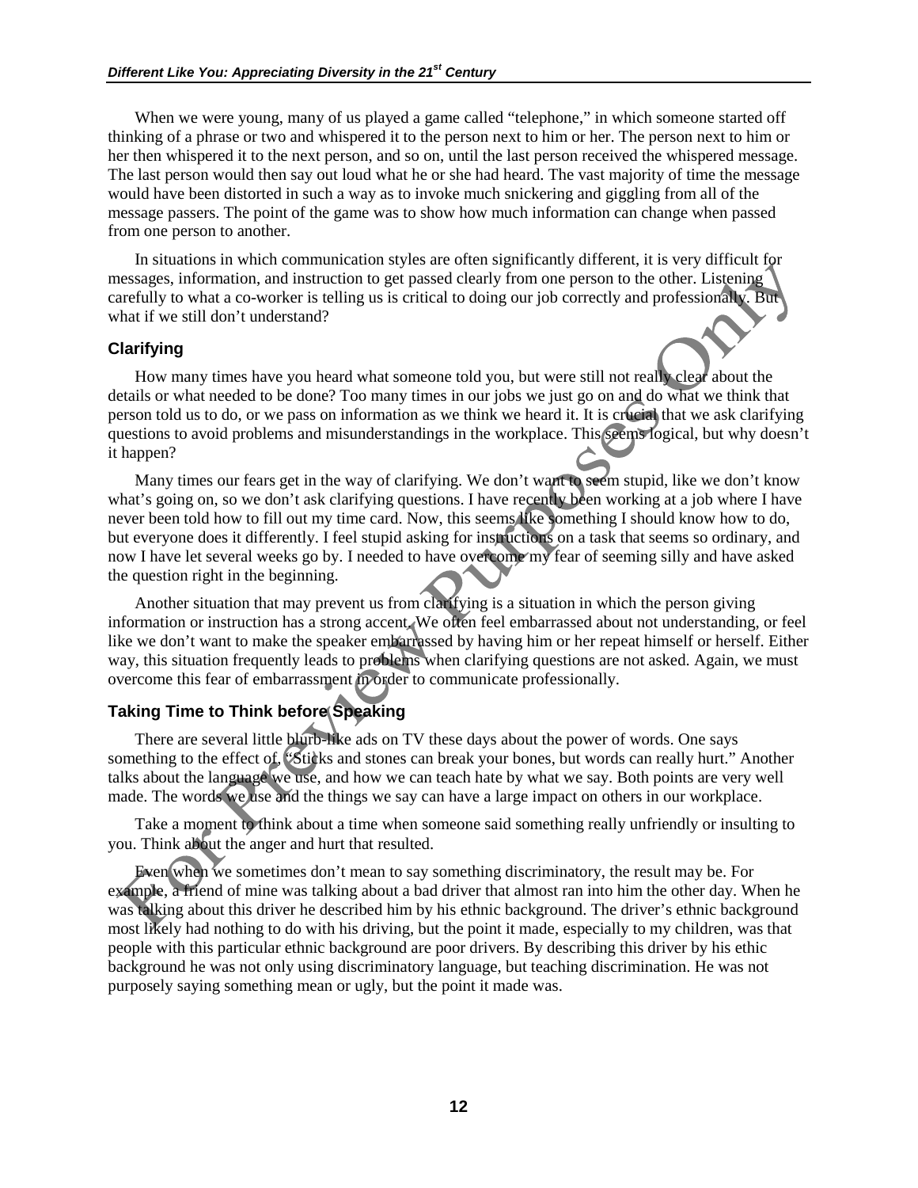When we were young, many of us played a game called "telephone," in which someone started off thinking of a phrase or two and whispered it to the person next to him or her. The person next to him or her then whispered it to the next person, and so on, until the last person received the whispered message. The last person would then say out loud what he or she had heard. The vast majority of time the message would have been distorted in such a way as to invoke much snickering and giggling from all of the message passers. The point of the game was to show how much information can change when passed from one person to another.

In situations in which communication styles are often significantly different, it is very difficult for messages, information, and instruction to get passed clearly from one person to the other. Listening carefully to what a co-worker is telling us is critical to doing our job correctly and professionally. But what if we still don't understand?

### Clarifying

How many times have you heard what someone told you, but were still not really clear about the details or what needed to be done? Too many times in our jobs we just go on and do what we think that person told us to do, or we pass on information as we think we heard it. It is crucial that we ask clarifying questions to avoid problems and misunderstandings in the workplace. This seems logical, but why doesn't it happen?

Many times our fears get in the way of clarifying. We don't want to seem stupid, like we don't know what's going on, so we don't ask clarifying questions. I have recently been working at a job where I have never been told how to fill out my time card. Now, this seems like something I should know how to do, but everyone does it differently. I feel stupid asking for instructions on a task that seems so ordinary, and now I have let several weeks go by. I needed to have overcome my fear of seeming silly and have asked the question right in the beginning.

Another situation that may prevent us from clarifying is a situation in which the person giving information or instruction has a strong accent. We often feel embarrassed about not understanding, or feel like we don't want to make the speaker embarrassed by having him or her repeat himself or herself. Either way, this situation frequently leads to problems when clarifying questions are not asked. Again, we must overcome this fear of embarrassment in order to communicate professionally.

### Taking Time to Think before Speaking

There are several little blurb-like ads on TV these days about the power of words. One says something to the effect of, "Sticks and stones can break your bones, but words can really hurt." Another talks about the language we use, and how we can teach hate by what we say. Both points are very well made. The words we use and the things we say can have a large impact on others in our workplace.

Take a moment to think about a time when someone said something really unfriendly or insulting to you. Think about the anger and hurt that resulted.

Even when we sometimes don't mean to say something discriminatory, the result may be. For example, a friend of mine was talking about a bad driver that almost ran into him the other day. When he was talking about this driver he described him by his ethnic background. The driver's ethnic background most likely had nothing to do with his driving, but the point it made, especially to my children, was that people with this particular ethnic background are poor drivers. By describing this driver by his ethic background he was not only using discriminatory language, but teaching discrimination. He was not purposely saying something mean or ugly, but the point it made was.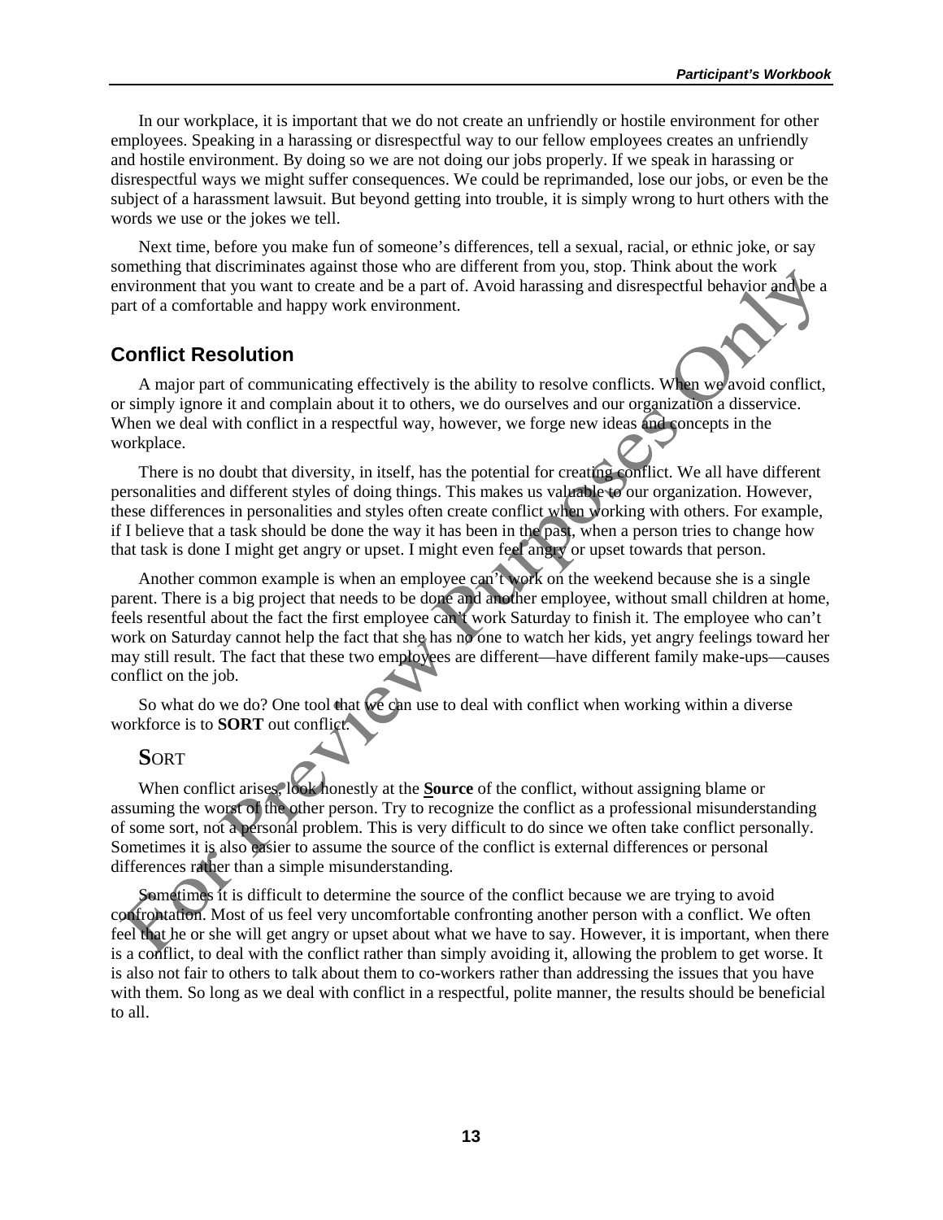In our workplace, it is important that we do not create an unfriendly or hostile environment for other employees. Speaking in a harassing or disrespectful way to our fellow employees creates an unfriendly and hostile environment. By doing so we are not doing our jobs properly. If we speak in harassing or disrespectful ways we might suffer consequences. We could be reprimanded, lose our jobs, or even be the subject of a harassment lawsuit. But beyond getting into trouble, it is simply wrong to hurt others with the words we use or the jokes we tell.

Next time, before you make fun of someone's differences, tell a sexual, racial, or ethnic joke, or say something that discriminates against those who are different from you, stop. Think about the work environment that you want to create and be a part of. Avoid harassing and disrespectful behavior and be a part of a comfortable and happy work environment.

## Conflict Resolution

A major part of communicating effectively is the ability to resolve conflicts. When we avoid conflict, or simply ignore it and complain about it to others, we do ourselves and our organization a disservice. When we deal with conflict in a respectful way, however, we forge new ideas and concepts in the workplace.

There is no doubt that diversity, in itself, has the potential for creating conflict. We all have different personalities and different styles of doing things. This makes us valuable to our organization. However, these differences in personalities and styles often create conflict when working with others. For example, if I believe that a task should be done the way it has been in the past, when a person tries to change how that task is done I might get angry or upset. I might even feel angry or upset towards that person.

Another common example is when an employee can't work on the weekend because she is a single parent. There is a big project that needs to be done and another employee, without small children at home, feels resentful about the fact the first employee can't work Saturday to finish it. The employee who can't work on Saturday cannot help the fact that she has no one to watch her kids, yet angry feelings toward her may still result. The fact that these two employees are different—have different family make-ups—causes conflict on the job.

So what do we do? One tool that we can use to deal with conflict when working within a diverse workforce is to **SORT** out conflict.

### **S**ORT

When conflict arises, look honestly at the **Source** of the conflict, without assigning blame or assuming the worst of the other person. Try to recognize the conflict as a professional misunderstanding of some sort, not a personal problem. This is very difficult to do since we often take conflict personally. Sometimes it is also easier to assume the source of the conflict is external differences or personal differences rather than a simple misunderstanding.

Sometimes it is difficult to determine the source of the conflict because we are trying to avoid confrontation. Most of us feel very uncomfortable confronting another person with a conflict. We often feel that he or she will get angry or upset about what we have to say. However, it is important, when there is a conflict, to deal with the conflict rather than simply avoiding it, allowing the problem to get worse. It is also not fair to others to talk about them to co-workers rather than addressing the issues that you have with them. So long as we deal with conflict in a respectful, polite manner, the results should be beneficial to all.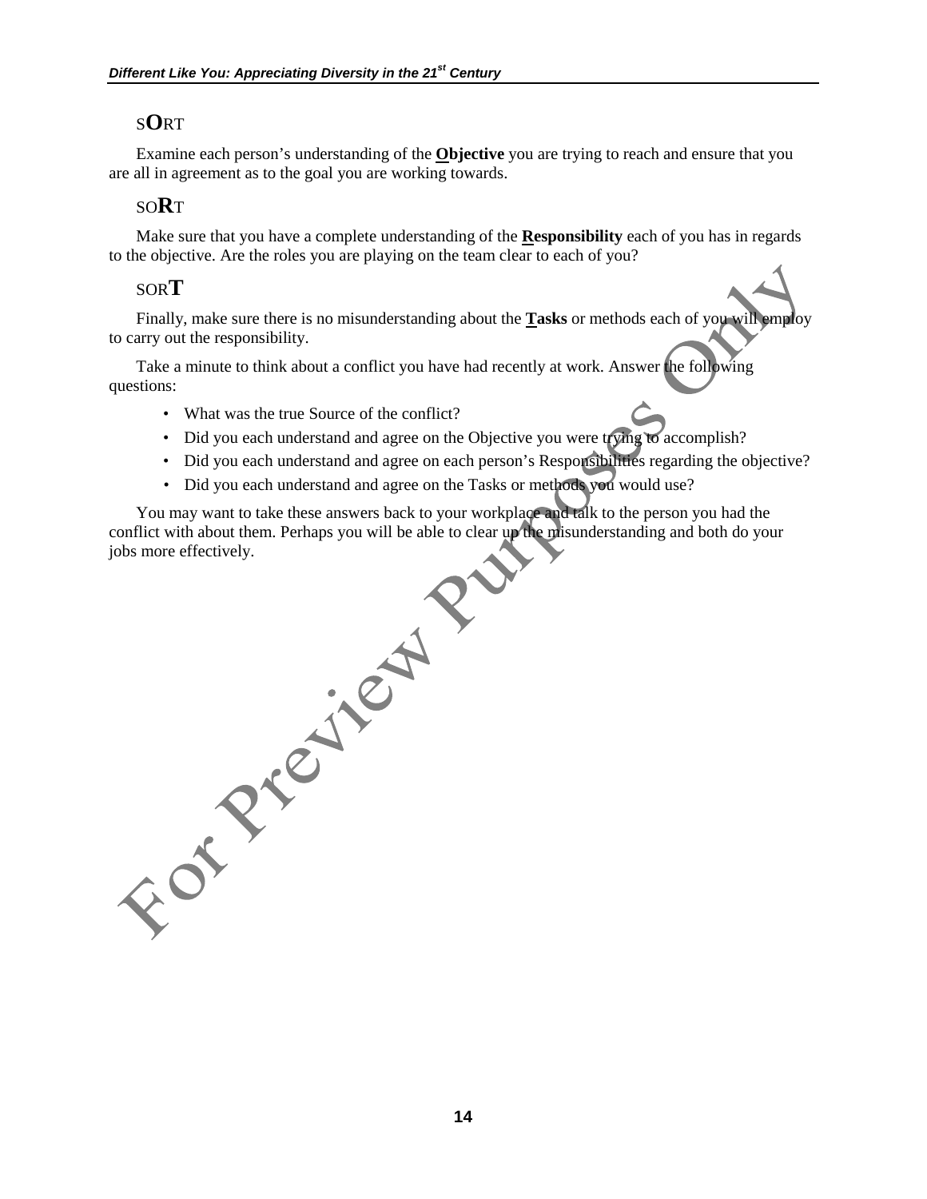### S**O**RT

Examine each person's understanding of the **Objective** you are trying to reach and ensure that you are all in agreement as to the goal you are working towards.

### SO**R**T

Make sure that you have a complete understanding of the **Responsibility** each of you has in regards to the objective. Are the roles you are playing on the team clear to each of you?

### SOR**T**

Finally, make sure there is no misunderstanding about the **Tasks** or methods each of you will employ to carry out the responsibility.

Take a minute to think about a conflict you have had recently at work. Answer the following questions:

- What was the true Source of the conflict?
- Did you each understand and agree on the Objective you were trying to accomplish?
- Did you each understand and agree on each person's Responsibilities regarding the objective?
- Did you each understand and agree on the Tasks or methods you would use?

You may want to take these answers back to your workplace and talk to the person you had the conflict with about them. Perhaps you will be able to clear up the misunderstanding and both do your jobs more effectively.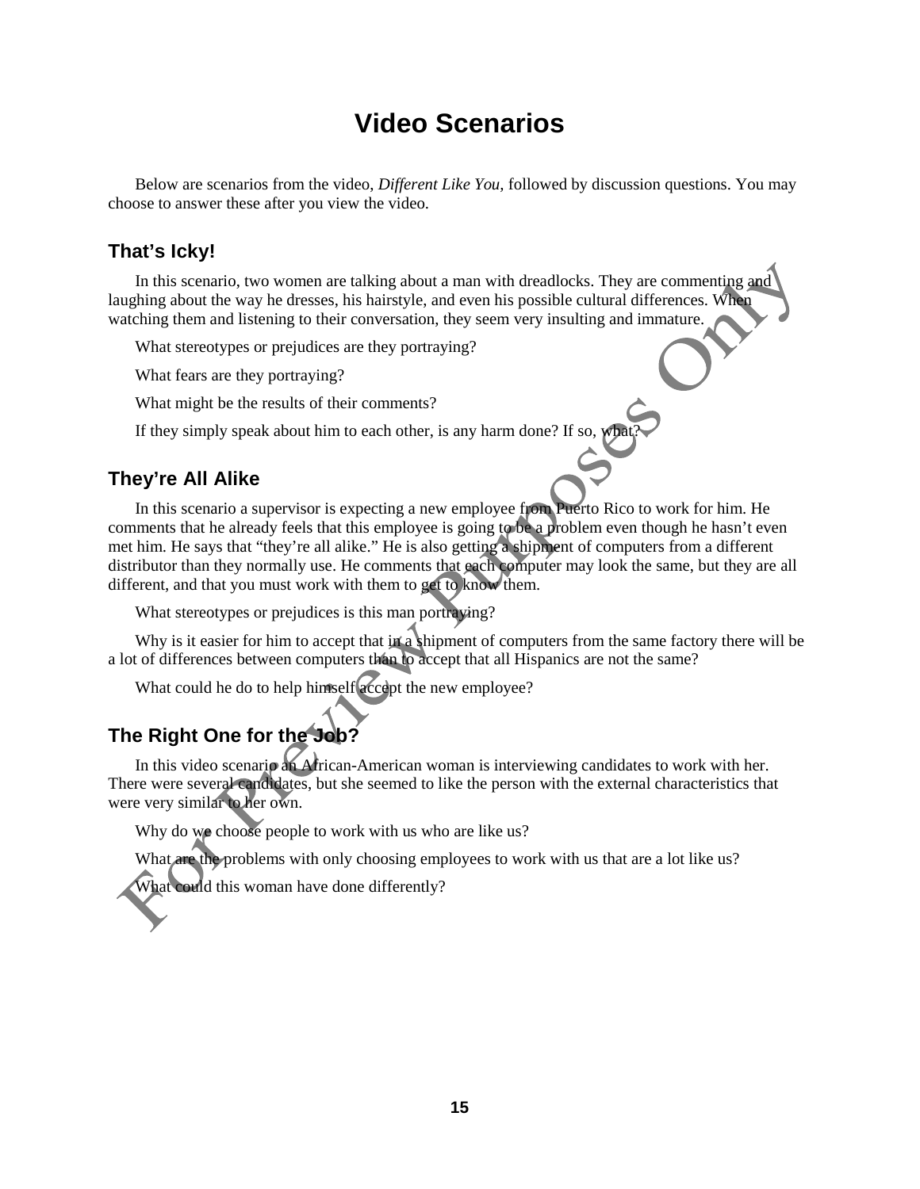# Video Scenarios

Below are scenarios from the video, *Different Like You,* followed by discussion questions. You may choose to answer these after you view the video.

## That's Icky!

In this scenario, two women are talking about a man with dreadlocks. They are commenting and laughing about the way he dresses, his hairstyle, and even his possible cultural differences. When watching them and listening to their conversation, they seem very insulting and immature.

What stereotypes or prejudices are they portraying?

What fears are they portraying?

What might be the results of their comments?

If they simply speak about him to each other, is any harm done? If so, what?

## They're All Alike

In this scenario a supervisor is expecting a new employee from Puerto Rico to work for him. He comments that he already feels that this employee is going to be a problem even though he hasn't even met him. He says that "they're all alike." He is also getting a shipment of computers from a different distributor than they normally use. He comments that each computer may look the same, but they are all different, and that you must work with them to get to know them.

What stereotypes or prejudices is this man portraying?

Why is it easier for him to accept that in a shipment of computers from the same factory there will be a lot of differences between computers than to accept that all Hispanics are not the same?

What could he do to help himself accept the new employee?

## The Right One for the Job?

In this video scenario an African-American woman is interviewing candidates to work with her. There were several candidates, but she seemed to like the person with the external characteristics that were very similar to her own.

Why do we choose people to work with us who are like us?

What are the problems with only choosing employees to work with us that are a lot like us?

What could this woman have done differently?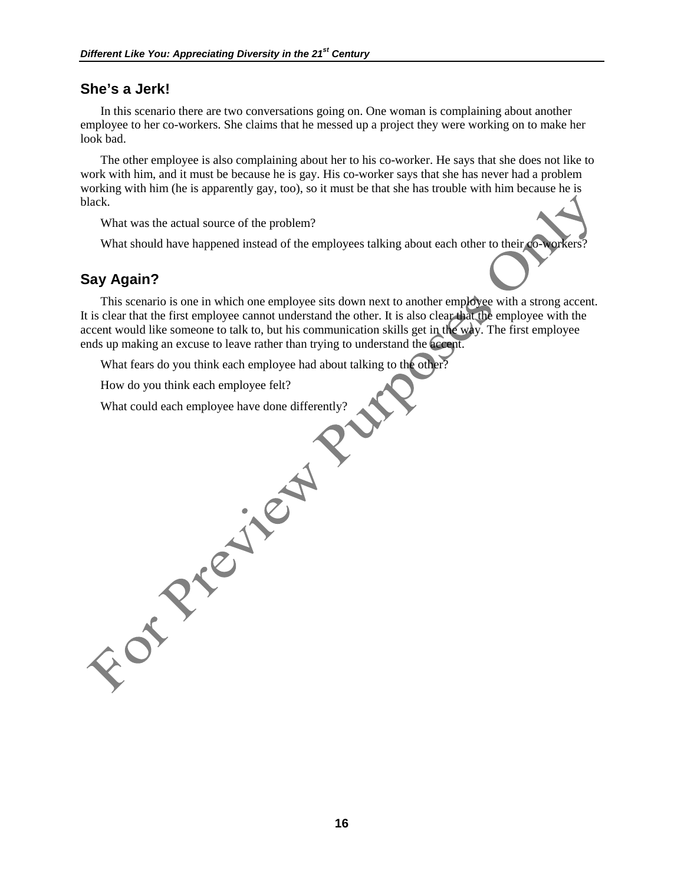## She's a Jerk!

In this scenario there are two conversations going on. One woman is complaining about another employee to her co-workers. She claims that he messed up a project they were working on to make her look bad.

The other employee is also complaining about her to his co-worker. He says that she does not like to work with him, and it must be because he is gay. His co-worker says that she has never had a problem working with him (he is apparently gay, too), so it must be that she has trouble with him because he is black.

What was the actual source of the problem?

What should have happened instead of the employees talking about each other to their co-workers?

## Say Again?

This scenario is one in which one employee sits down next to another employee with a strong accent. It is clear that the first employee cannot understand the other. It is also clear that the employee with the accent would like someone to talk to, but his communication skills get in the way. The first employee ends up making an excuse to leave rather than trying to understand the accent.

What fears do you think each employee had about talking to the other?

How do you think each employee felt?

What could each employee have done differently?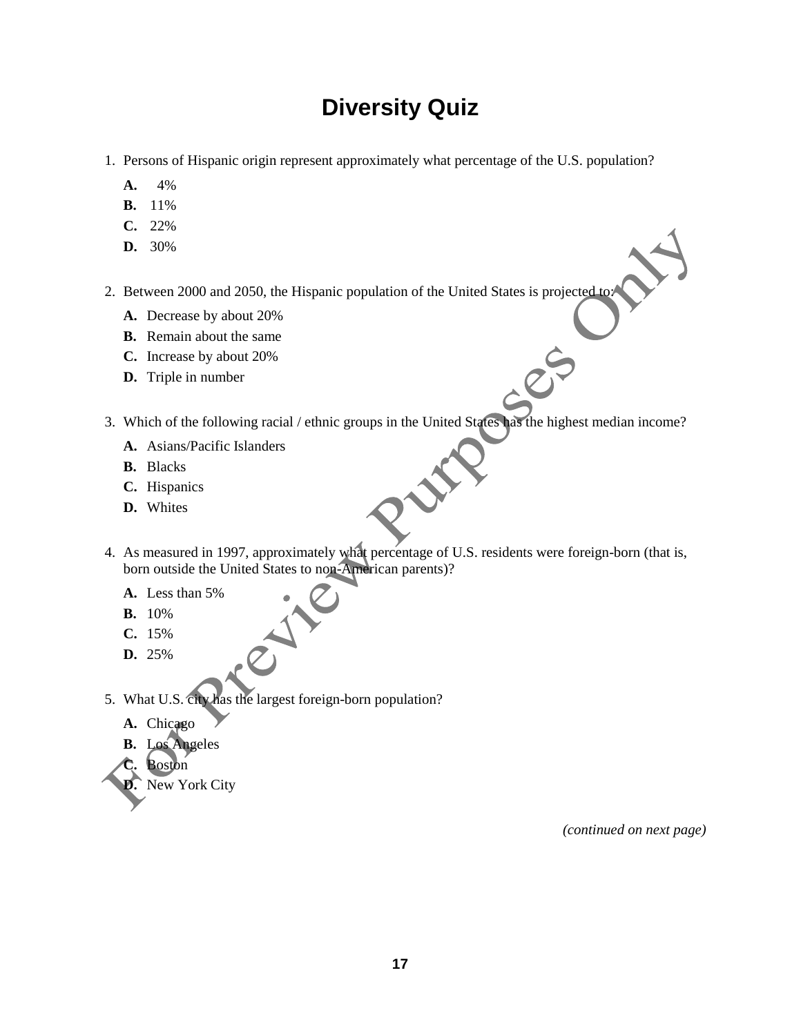# Diversity Quiz

1. Persons of Hispanic origin represent approximately what percentage of the U.S. population?

   **A.** 4%
   **B.** 11%
   **C.** 22%
   **D.** 30%

2. Between 2000 and 2050, the Hispanic population of the United States is projected to:

   **A.** Decrease by about 20%
   **B.** Remain about the same
   **C.** Increase by about 20%
   **D.** Triple in number

3. Which of the following racial / ethnic groups in the United States has the highest median income?

   **A.** Asians/Pacific Islanders
   **B.** Blacks
   **C.** Hispanics
   **D.** Whites

4. As measured in 1997, approximately what percentage of U.S. residents were foreign-born (that is, born outside the United States to non-American parents)?

   **A.** Less than 5%
   **B.** 10%
   **C.** 15%
   **D.** 25%

5. What U.S. city has the largest foreign-born population?

   **A.** Chicago
   **B.** Los Angeles
   **C.** Boston
   **D.** New York City

*(continued on next page)*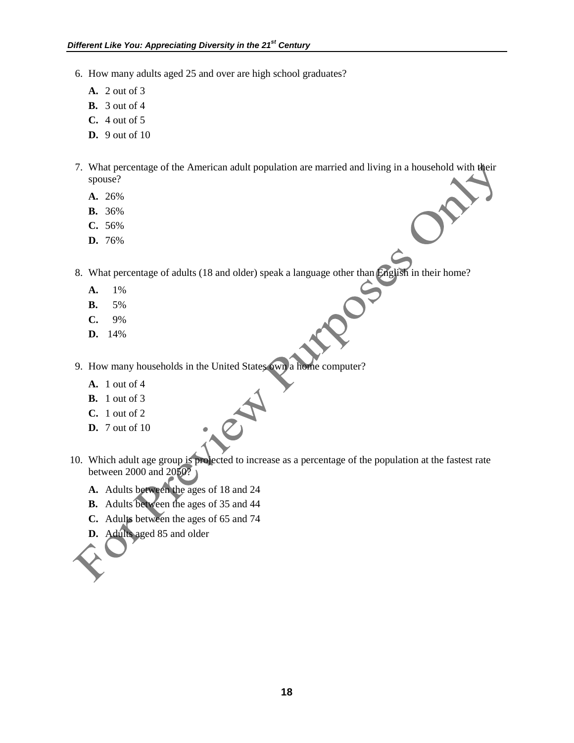6. How many adults aged 25 and over are high school graduates?

   **A.** 2 out of 3
   **B.** 3 out of 4
   **C.** 4 out of 5
   **D.** 9 out of 10

7. What percentage of the American adult population are married and living in a household with their spouse?

   **A.** 26%
   **B.** 36%
   **C.** 56%
   **D.** 76%

8. What percentage of adults (18 and older) speak a language other than English in their home?

   **A.** 1%
   **B.** 5%
   **C.** 9%
   **D.** 14%

9. How many households in the United States own a home computer?

   **A.** 1 out of 4
   **B.** 1 out of 3
   **C.** 1 out of 2
   **D.** 7 out of 10

10. Which adult age group is projected to increase as a percentage of the population at the fastest rate between 2000 and 2050?

    **A.** Adults between the ages of 18 and 24
    **B.** Adults between the ages of 35 and 44
    **C.** Adults between the ages of 65 and 74
    **D.** Adults aged 85 and older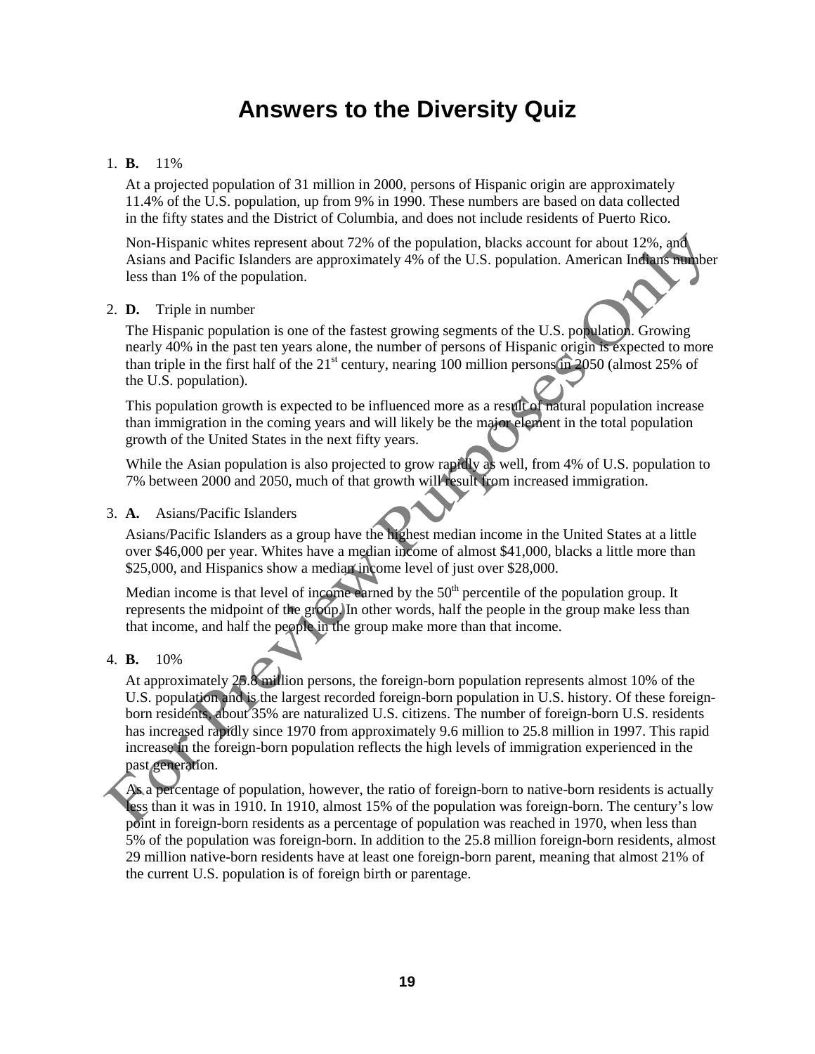# Answers to the Diversity Quiz

1. **B.** 11%

   At a projected population of 31 million in 2000, persons of Hispanic origin are approximately 11.4% of the U.S. population, up from 9% in 1990. These numbers are based on data collected in the fifty states and the District of Columbia, and does not include residents of Puerto Rico.

   Non-Hispanic whites represent about 72% of the population, blacks account for about 12%, and Asians and Pacific Islanders are approximately 4% of the U.S. population. American Indians number less than 1% of the population.

2. **D.** Triple in number

   The Hispanic population is one of the fastest growing segments of the U.S. population. Growing nearly 40% in the past ten years alone, the number of persons of Hispanic origin is expected to more than triple in the first half of the 21st century, nearing 100 million persons in 2050 (almost 25% of the U.S. population).

   This population growth is expected to be influenced more as a result of natural population increase than immigration in the coming years and will likely be the major element in the total population growth of the United States in the next fifty years.

   While the Asian population is also projected to grow rapidly as well, from 4% of U.S. population to 7% between 2000 and 2050, much of that growth will result from increased immigration.

3. **A.** Asians/Pacific Islanders

   Asians/Pacific Islanders as a group have the highest median income in the United States at a little over $46,000 per year. Whites have a median income of almost $41,000, blacks a little more than $25,000, and Hispanics show a median income level of just over $28,000.

   Median income is that level of income earned by the 50th percentile of the population group. It represents the midpoint of the group. In other words, half the people in the group make less than that income, and half the people in the group make more than that income.

4. **B.** 10%

   At approximately 25.8 million persons, the foreign-born population represents almost 10% of the U.S. population and is the largest recorded foreign-born population in U.S. history. Of these foreign-born residents, about 35% are naturalized U.S. citizens. The number of foreign-born U.S. residents has increased rapidly since 1970 from approximately 9.6 million to 25.8 million in 1997. This rapid increase in the foreign-born population reflects the high levels of immigration experienced in the past generation.

   As a percentage of population, however, the ratio of foreign-born to native-born residents is actually less than it was in 1910. In 1910, almost 15% of the population was foreign-born. The century's low point in foreign-born residents as a percentage of population was reached in 1970, when less than 5% of the population was foreign-born. In addition to the 25.8 million foreign-born residents, almost 29 million native-born residents have at least one foreign-born parent, meaning that almost 21% of the current U.S. population is of foreign birth or parentage.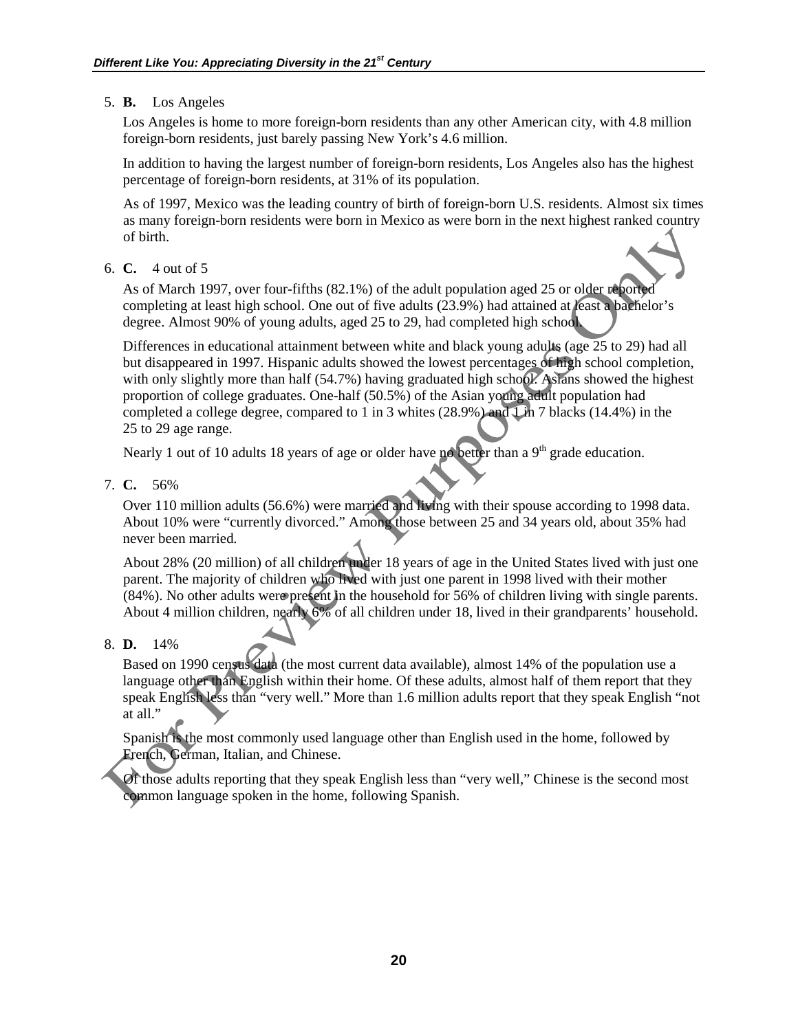5. **B.** Los Angeles

   Los Angeles is home to more foreign-born residents than any other American city, with 4.8 million foreign-born residents, just barely passing New York's 4.6 million.

   In addition to having the largest number of foreign-born residents, Los Angeles also has the highest percentage of foreign-born residents, at 31% of its population.

   As of 1997, Mexico was the leading country of birth of foreign-born U.S. residents. Almost six times as many foreign-born residents were born in Mexico as were born in the next highest ranked country of birth.

6. **C.** 4 out of 5

   As of March 1997, over four-fifths (82.1%) of the adult population aged 25 or older reported completing at least high school. One out of five adults (23.9%) had attained at least a bachelor's degree. Almost 90% of young adults, aged 25 to 29, had completed high school.

   Differences in educational attainment between white and black young adults (age 25 to 29) had all but disappeared in 1997. Hispanic adults showed the lowest percentages of high school completion, with only slightly more than half (54.7%) having graduated high school. Asians showed the highest proportion of college graduates. One-half (50.5%) of the Asian young adult population had completed a college degree, compared to 1 in 3 whites (28.9%) and 1 in 7 blacks (14.4%) in the 25 to 29 age range.

   Nearly 1 out of 10 adults 18 years of age or older have no better than a 9th grade education.

7. **C.** 56%

   Over 110 million adults (56.6%) were married and living with their spouse according to 1998 data. About 10% were "currently divorced." Among those between 25 and 34 years old, about 35% had never been married.

   About 28% (20 million) of all children under 18 years of age in the United States lived with just one parent. The majority of children who lived with just one parent in 1998 lived with their mother (84%). No other adults were present in the household for 56% of children living with single parents. About 4 million children, nearly 6% of all children under 18, lived in their grandparents' household.

8. **D.** 14%

   Based on 1990 census data (the most current data available), almost 14% of the population use a language other than English within their home. Of these adults, almost half of them report that they speak English less than "very well." More than 1.6 million adults report that they speak English "not at all."

   Spanish is the most commonly used language other than English used in the home, followed by French, German, Italian, and Chinese.

   Of those adults reporting that they speak English less than "very well," Chinese is the second most common language spoken in the home, following Spanish.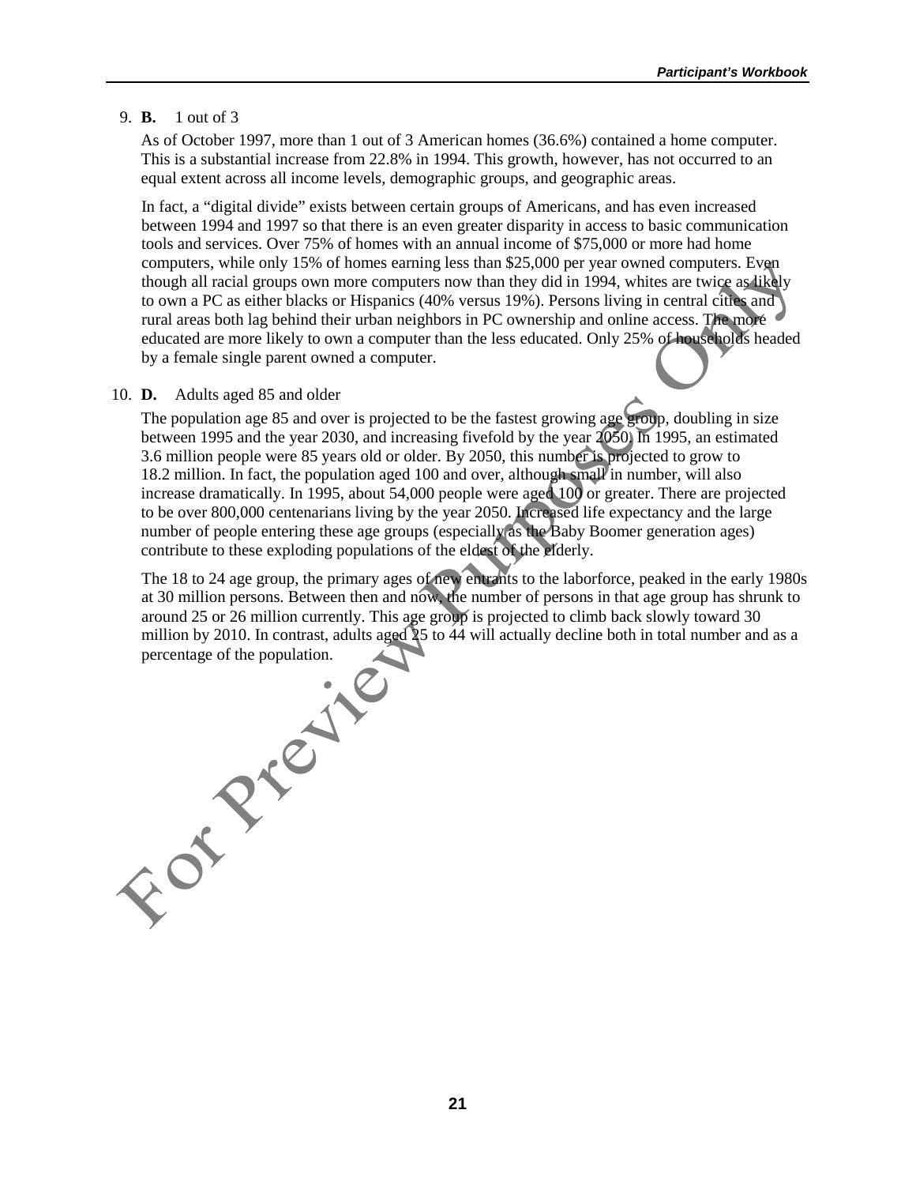9. **B.** 1 out of 3

   As of October 1997, more than 1 out of 3 American homes (36.6%) contained a home computer. This is a substantial increase from 22.8% in 1994. This growth, however, has not occurred to an equal extent across all income levels, demographic groups, and geographic areas.

   In fact, a "digital divide" exists between certain groups of Americans, and has even increased between 1994 and 1997 so that there is an even greater disparity in access to basic communication tools and services. Over 75% of homes with an annual income of $75,000 or more had home computers, while only 15% of homes earning less than $25,000 per year owned computers. Even though all racial groups own more computers now than they did in 1994, whites are twice as likely to own a PC as either blacks or Hispanics (40% versus 19%). Persons living in central cities and rural areas both lag behind their urban neighbors in PC ownership and online access. The more educated are more likely to own a computer than the less educated. Only 25% of households headed by a female single parent owned a computer.

10. **D.** Adults aged 85 and older

    The population age 85 and over is projected to be the fastest growing age group, doubling in size between 1995 and the year 2030, and increasing fivefold by the year 2050. In 1995, an estimated 3.6 million people were 85 years old or older. By 2050, this number is projected to grow to 18.2 million. In fact, the population aged 100 and over, although small in number, will also increase dramatically. In 1995, about 54,000 people were aged 100 or greater. There are projected to be over 800,000 centenarians living by the year 2050. Increased life expectancy and the large number of people entering these age groups (especially as the Baby Boomer generation ages) contribute to these exploding populations of the eldest of the elderly.

    The 18 to 24 age group, the primary ages of new entrants to the laborforce, peaked in the early 1980s at 30 million persons. Between then and now, the number of persons in that age group has shrunk to around 25 or 26 million currently. This age group is projected to climb back slowly toward 30 million by 2010. In contrast, adults aged 25 to 44 will actually decline both in total number and as a percentage of the population.